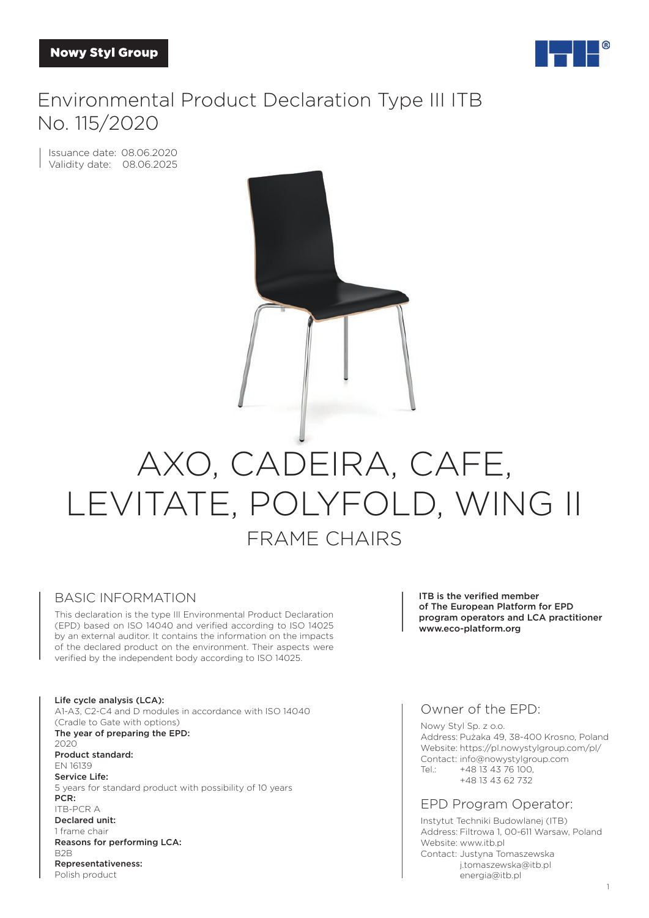Nowy Styl Group

# Environmental Product Declaration Type III ITB No. 115/2020

Issuance date: 08.06.2020
Validity date: 08.06.2025

# AXO, CADEIRA, CAFE, LEVITATE, POLYFOLD, WING II

## FRAME CHAIRS

## BASIC INFORMATION

This declaration is the type III Environmental Product Declaration (EPD) based on ISO 14040 and verified according to ISO 14025 by an external auditor. It contains the information on the impacts of the declared product on the environment. Their aspects were verified by the independent body according to ISO 14025.

**ITB is the verified member of The European Platform for EPD program operators and LCA practitioner www.eco-platform.org**

**Life cycle analysis (LCA):**
A1-A3, C2-C4 and D modules in accordance with ISO 14040 (Cradle to Gate with options)

**The year of preparing the EPD:**
2020

**Product standard:**
EN 16139

**Service Life:**
5 years for standard product with possibility of 10 years

**PCR:**
ITB-PCR A

**Declared unit:**
1 frame chair

**Reasons for performing LCA:**
B2B

**Representativeness:**
Polish product

## Owner of the EPD:

Nowy Styl Sp. z o.o.
Address: Pużaka 49, 38-400 Krosno, Poland
Website: https://pl.nowystylgroup.com/pl/
Contact: info@nowystylgroup.com
Tel.: +48 13 43 76 100,
+48 13 43 62 732

## EPD Program Operator:

Instytut Techniki Budowlanej (ITB)
Address: Filtrowa 1, 00-611 Warsaw, Poland
Website: www.itb.pl
Contact: Justyna Tomaszewska
j.tomaszewska@itb.pl
energia@itb.pl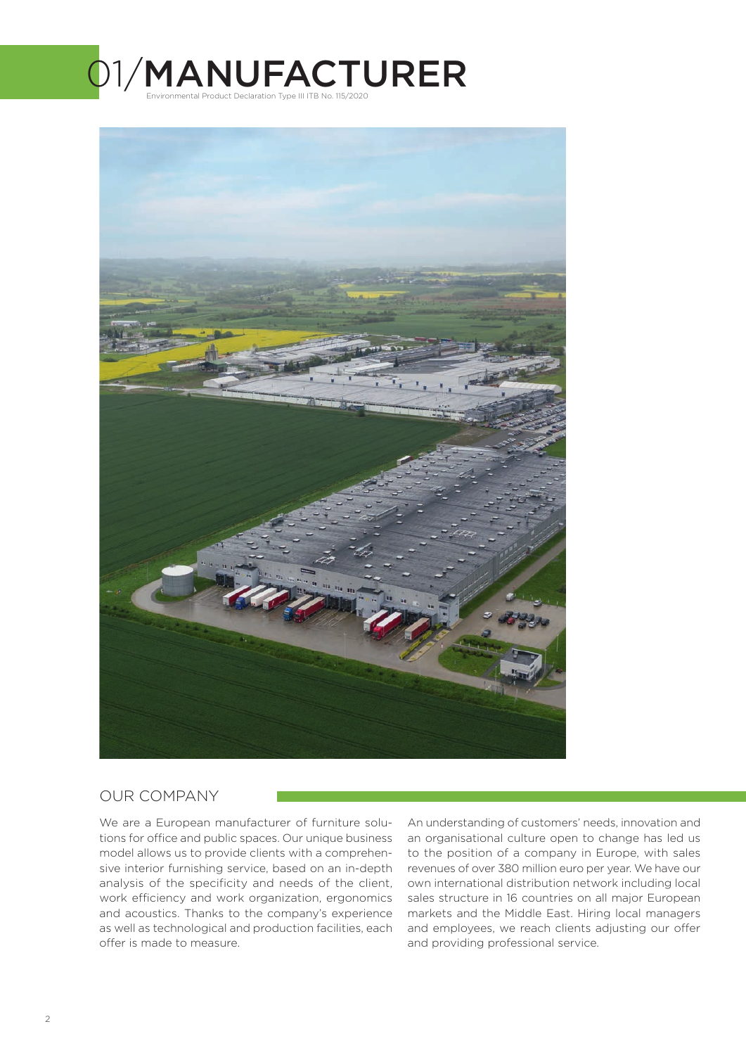# 01/MANUFACTURER

Environmental Product Declaration Type III ITB No. 115/2020

## OUR COMPANY

We are a European manufacturer of furniture solutions for office and public spaces. Our unique business model allows us to provide clients with a comprehensive interior furnishing service, based on an in-depth analysis of the specificity and needs of the client, work efficiency and work organization, ergonomics and acoustics. Thanks to the company's experience as well as technological and production facilities, each offer is made to measure.

An understanding of customers' needs, innovation and an organisational culture open to change has led us to the position of a company in Europe, with sales revenues of over 380 million euro per year. We have our own international distribution network including local sales structure in 16 countries on all major European markets and the Middle East. Hiring local managers and employees, we reach clients adjusting our offer and providing professional service.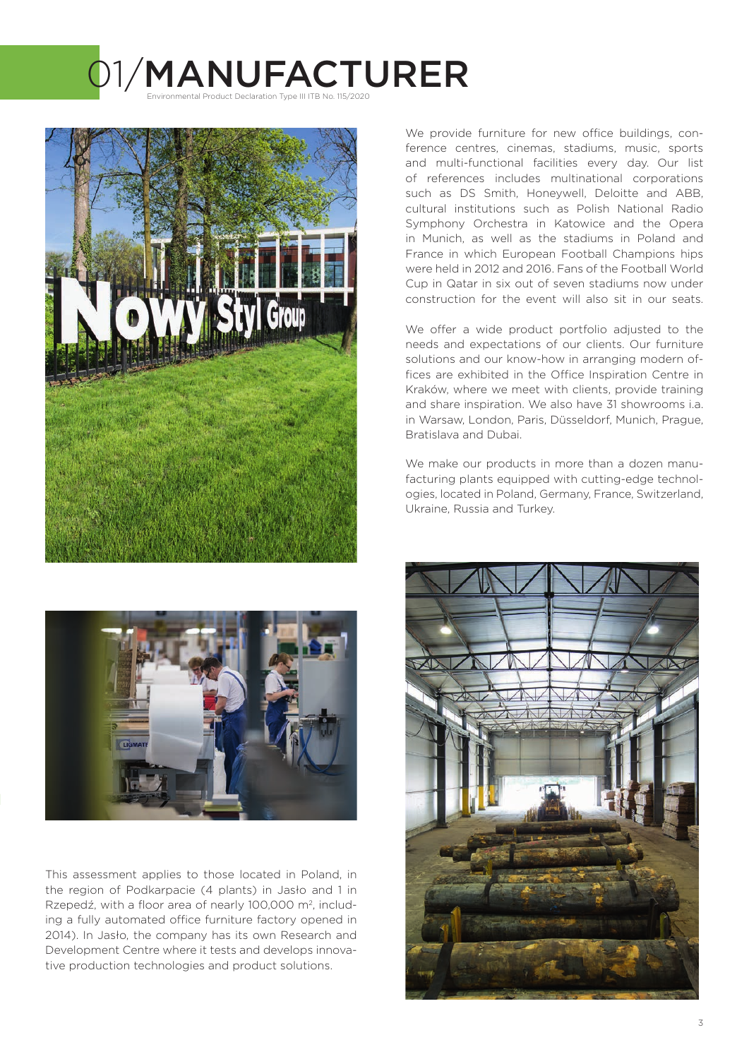# 01/MANUFACTURER

Environmental Product Declaration Type III ITB No. 115/2020

We provide furniture for new office buildings, conference centres, cinemas, stadiums, music, sports and multi-functional facilities every day. Our list of references includes multinational corporations such as DS Smith, Honeywell, Deloitte and ABB, cultural institutions such as Polish National Radio Symphony Orchestra in Katowice and the Opera in Munich, as well as the stadiums in Poland and France in which European Football Champions hips were held in 2012 and 2016. Fans of the Football World Cup in Qatar in six out of seven stadiums now under construction for the event will also sit in our seats.

We offer a wide product portfolio adjusted to the needs and expectations of our clients. Our furniture solutions and our know-how in arranging modern offices are exhibited in the Office Inspiration Centre in Kraków, where we meet with clients, provide training and share inspiration. We also have 31 showrooms i.a. in Warsaw, London, Paris, Düsseldorf, Munich, Prague, Bratislava and Dubai.

We make our products in more than a dozen manufacturing plants equipped with cutting-edge technologies, located in Poland, Germany, France, Switzerland, Ukraine, Russia and Turkey.

This assessment applies to those located in Poland, in the region of Podkarpacie (4 plants) in Jasło and 1 in Rzepedź, with a floor area of nearly 100,000 m², including a fully automated office furniture factory opened in 2014). In Jasło, the company has its own Research and Development Centre where it tests and develops innovative production technologies and product solutions.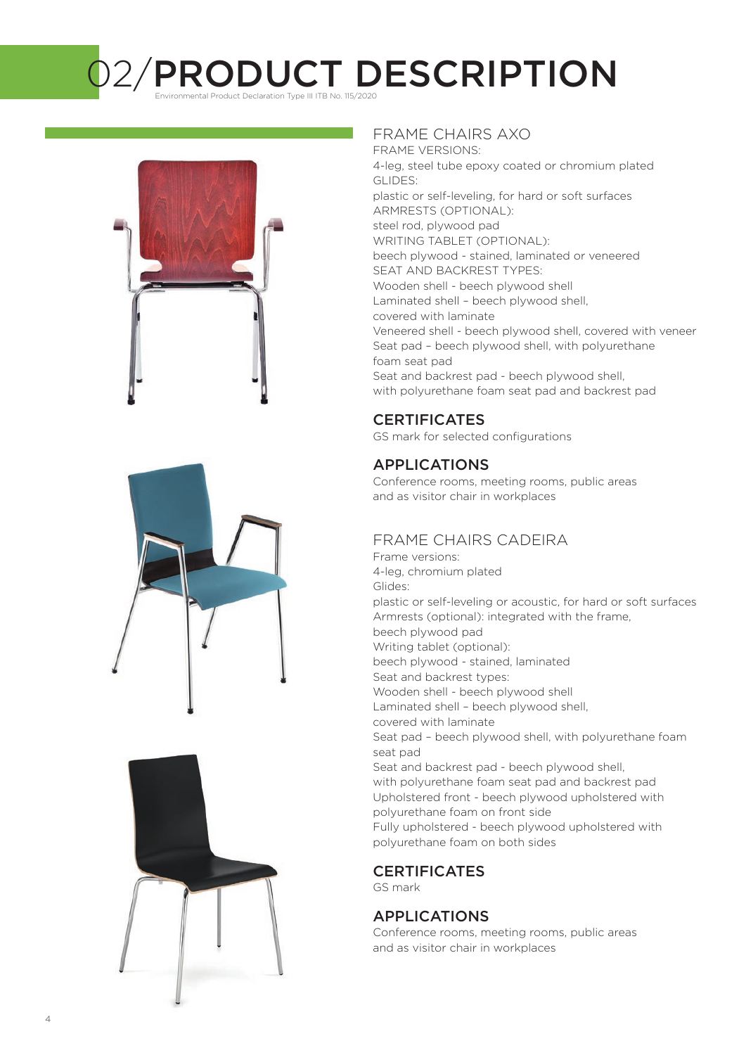# 02/PRODUCT DESCRIPTION

Environmental Product Declaration Type III ITB No. 115/2020

## FRAME CHAIRS AXO

FRAME VERSIONS:
4-leg, steel tube epoxy coated or chromium plated
GLIDES:
plastic or self-leveling, for hard or soft surfaces
ARMRESTS (OPTIONAL):
steel rod, plywood pad
WRITING TABLET (OPTIONAL):
beech plywood - stained, laminated or veneered
SEAT AND BACKREST TYPES:
Wooden shell - beech plywood shell
Laminated shell – beech plywood shell, covered with laminate
Veneered shell - beech plywood shell, covered with veneer
Seat pad – beech plywood shell, with polyurethane foam seat pad
Seat and backrest pad - beech plywood shell, with polyurethane foam seat pad and backrest pad

### CERTIFICATES

GS mark for selected configurations

### APPLICATIONS

Conference rooms, meeting rooms, public areas and as visitor chair in workplaces

## FRAME CHAIRS CADEIRA

Frame versions:
4-leg, chromium plated
Glides:
plastic or self-leveling or acoustic, for hard or soft surfaces
Armrests (optional): integrated with the frame, beech plywood pad
Writing tablet (optional):
beech plywood - stained, laminated
Seat and backrest types:
Wooden shell - beech plywood shell
Laminated shell – beech plywood shell, covered with laminate
Seat pad – beech plywood shell, with polyurethane foam seat pad
Seat and backrest pad - beech plywood shell, with polyurethane foam seat pad and backrest pad
Upholstered front - beech plywood upholstered with polyurethane foam on front side
Fully upholstered - beech plywood upholstered with polyurethane foam on both sides

### CERTIFICATES

GS mark

### APPLICATIONS

Conference rooms, meeting rooms, public areas and as visitor chair in workplaces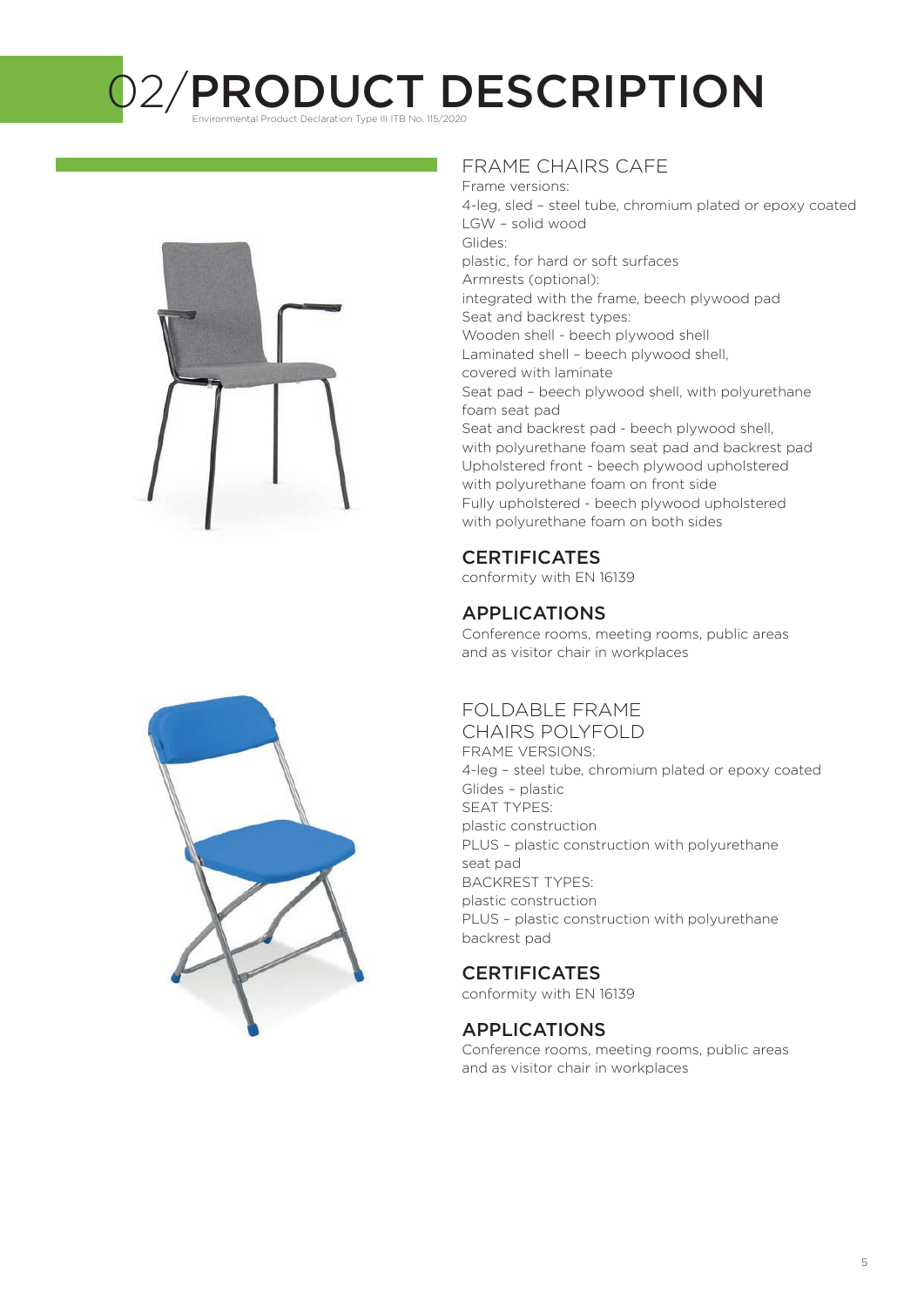# 02/PRODUCT DESCRIPTION

Environmental Product Declaration Type III ITB No. 115/2020

## FRAME CHAIRS CAFE

Frame versions:
4-leg, sled – steel tube, chromium plated or epoxy coated
LGW – solid wood
Glides:
plastic, for hard or soft surfaces
Armrests (optional):
integrated with the frame, beech plywood pad
Seat and backrest types:
Wooden shell - beech plywood shell
Laminated shell – beech plywood shell, covered with laminate
Seat pad – beech plywood shell, with polyurethane foam seat pad
Seat and backrest pad - beech plywood shell, with polyurethane foam seat pad and backrest pad
Upholstered front - beech plywood upholstered with polyurethane foam on front side
Fully upholstered - beech plywood upholstered with polyurethane foam on both sides

### CERTIFICATES

conformity with EN 16139

### APPLICATIONS

Conference rooms, meeting rooms, public areas and as visitor chair in workplaces

## FOLDABLE FRAME CHAIRS POLYFOLD

FRAME VERSIONS:
4-leg – steel tube, chromium plated or epoxy coated
Glides – plastic
SEAT TYPES:
plastic construction
PLUS – plastic construction with polyurethane seat pad
BACKREST TYPES:
plastic construction
PLUS – plastic construction with polyurethane backrest pad

### CERTIFICATES

conformity with EN 16139

### APPLICATIONS

Conference rooms, meeting rooms, public areas and as visitor chair in workplaces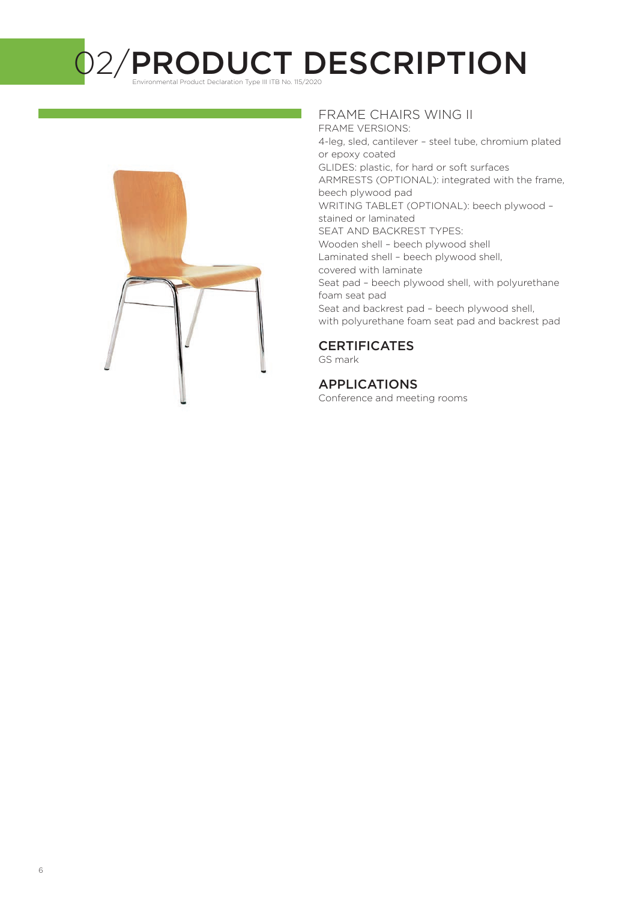# 02/PRODUCT DESCRIPTION

Environmental Product Declaration Type III ITB No. 115/2020

## FRAME CHAIRS WING II

FRAME VERSIONS:
4-leg, sled, cantilever – steel tube, chromium plated or epoxy coated
GLIDES: plastic, for hard or soft surfaces
ARMRESTS (OPTIONAL): integrated with the frame, beech plywood pad
WRITING TABLET (OPTIONAL): beech plywood – stained or laminated
SEAT AND BACKREST TYPES:
Wooden shell – beech plywood shell
Laminated shell – beech plywood shell, covered with laminate
Seat pad – beech plywood shell, with polyurethane foam seat pad
Seat and backrest pad – beech plywood shell, with polyurethane foam seat pad and backrest pad

### CERTIFICATES

GS mark

### APPLICATIONS

Conference and meeting rooms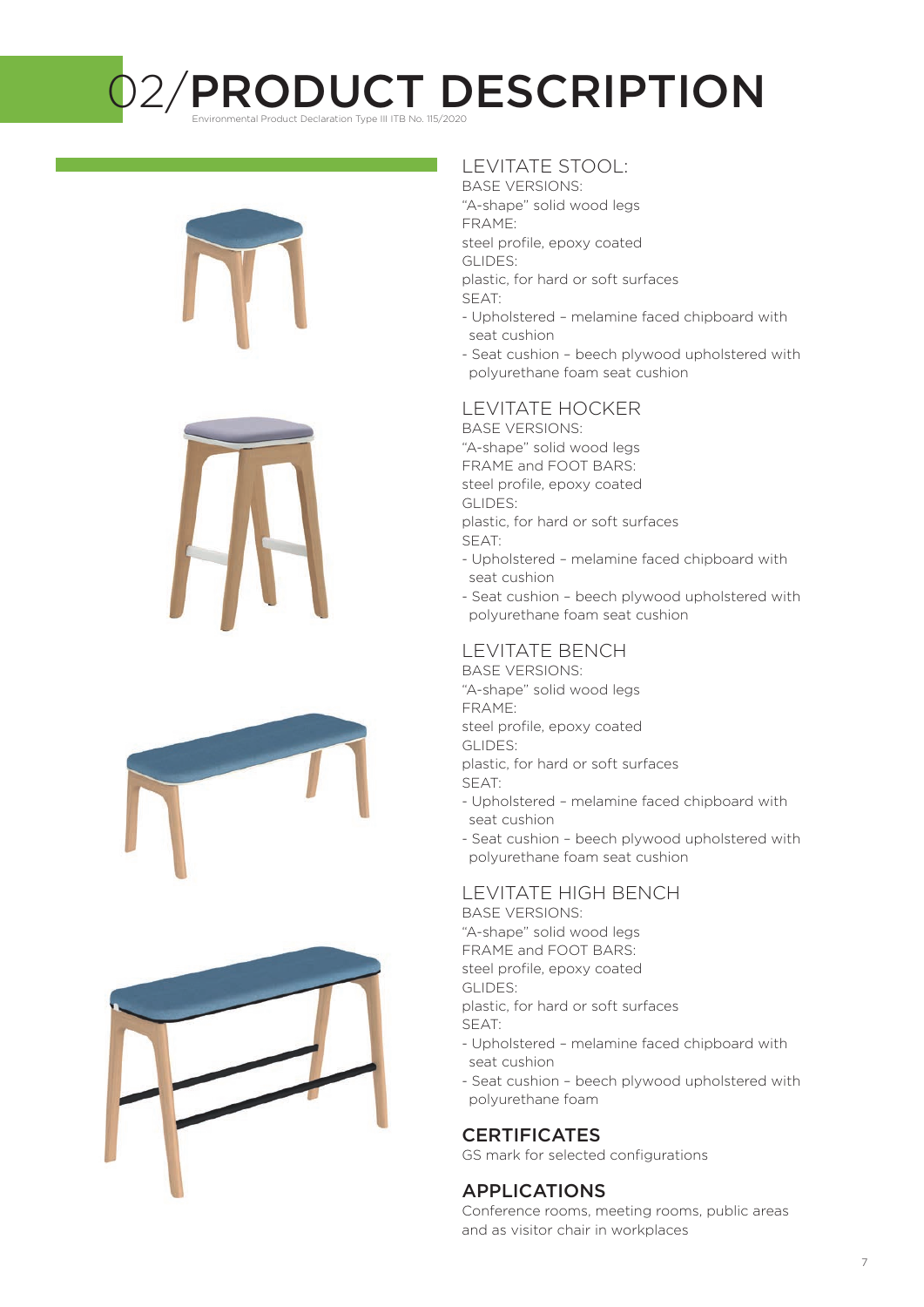# 02/PRODUCT DESCRIPTION

Environmental Product Declaration Type III ITB No. 115/2020

## LEVITATE STOOL:

BASE VERSIONS:
"A-shape" solid wood legs
FRAME:
steel profile, epoxy coated
GLIDES:
plastic, for hard or soft surfaces
SEAT:
- Upholstered – melamine faced chipboard with seat cushion
- Seat cushion – beech plywood upholstered with polyurethane foam seat cushion

## LEVITATE HOCKER

BASE VERSIONS:
"A-shape" solid wood legs
FRAME and FOOT BARS:
steel profile, epoxy coated
GLIDES:
plastic, for hard or soft surfaces
SEAT:
- Upholstered – melamine faced chipboard with seat cushion
- Seat cushion – beech plywood upholstered with polyurethane foam seat cushion

## LEVITATE BENCH

BASE VERSIONS:
"A-shape" solid wood legs
FRAME:
steel profile, epoxy coated
GLIDES:
plastic, for hard or soft surfaces
SEAT:
- Upholstered – melamine faced chipboard with seat cushion
- Seat cushion – beech plywood upholstered with polyurethane foam seat cushion

## LEVITATE HIGH BENCH

BASE VERSIONS:
"A-shape" solid wood legs
FRAME and FOOT BARS:
steel profile, epoxy coated
GLIDES:
plastic, for hard or soft surfaces
SEAT:
- Upholstered – melamine faced chipboard with seat cushion
- Seat cushion – beech plywood upholstered with polyurethane foam

## CERTIFICATES

GS mark for selected configurations

## APPLICATIONS

Conference rooms, meeting rooms, public areas and as visitor chair in workplaces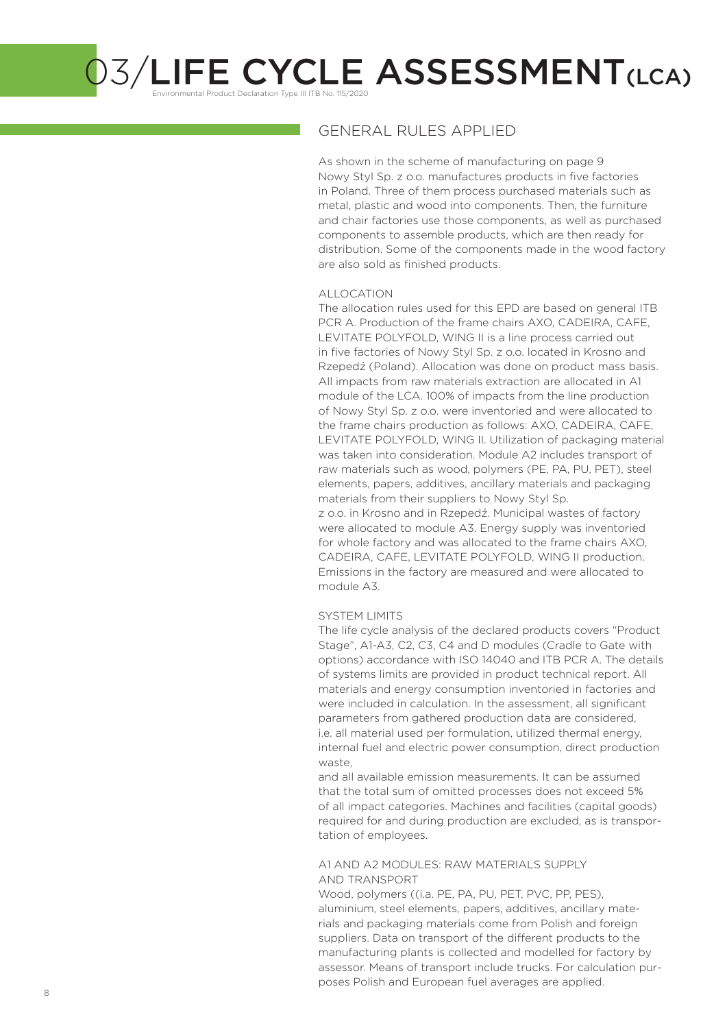# 03/LIFE CYCLE ASSESSMENT (LCA)

Environmental Product Declaration Type III ITB No. 115/2020

## GENERAL RULES APPLIED

As shown in the scheme of manufacturing on page 9 Nowy Styl Sp. z o.o. manufactures products in five factories in Poland. Three of them process purchased materials such as metal, plastic and wood into components. Then, the furniture and chair factories use those components, as well as purchased components to assemble products, which are then ready for distribution. Some of the components made in the wood factory are also sold as finished products.

### ALLOCATION

The allocation rules used for this EPD are based on general ITB PCR A. Production of the frame chairs AXO, CADEIRA, CAFE, LEVITATE POLYFOLD, WING II is a line process carried out in five factories of Nowy Styl Sp. z o.o. located in Krosno and Rzepedź (Poland). Allocation was done on product mass basis. All impacts from raw materials extraction are allocated in A1 module of the LCA. 100% of impacts from the line production of Nowy Styl Sp. z o.o. were inventoried and were allocated to the frame chairs production as follows: AXO, CADEIRA, CAFE, LEVITATE POLYFOLD, WING II. Utilization of packaging material was taken into consideration. Module A2 includes transport of raw materials such as wood, polymers (PE, PA, PU, PET), steel elements, papers, additives, ancillary materials and packaging materials from their suppliers to Nowy Styl Sp. z o.o. in Krosno and in Rzepedź. Municipal wastes of factory were allocated to module A3. Energy supply was inventoried for whole factory and was allocated to the frame chairs AXO, CADEIRA, CAFE, LEVITATE POLYFOLD, WING II production. Emissions in the factory are measured and were allocated to module A3.

### SYSTEM LIMITS

The life cycle analysis of the declared products covers "Product Stage", A1-A3, C2, C3, C4 and D modules (Cradle to Gate with options) accordance with ISO 14040 and ITB PCR A. The details of systems limits are provided in product technical report. All materials and energy consumption inventoried in factories and were included in calculation. In the assessment, all significant parameters from gathered production data are considered, i.e. all material used per formulation, utilized thermal energy, internal fuel and electric power consumption, direct production waste,

and all available emission measurements. It can be assumed that the total sum of omitted processes does not exceed 5% of all impact categories. Machines and facilities (capital goods) required for and during production are excluded, as is transportation of employees.

### A1 AND A2 MODULES: RAW MATERIALS SUPPLY AND TRANSPORT

Wood, polymers ((i.a. PE, PA, PU, PET, PVC, PP, PES), aluminium, steel elements, papers, additives, ancillary materials and packaging materials come from Polish and foreign suppliers. Data on transport of the different products to the manufacturing plants is collected and modelled for factory by assessor. Means of transport include trucks. For calculation purposes Polish and European fuel averages are applied.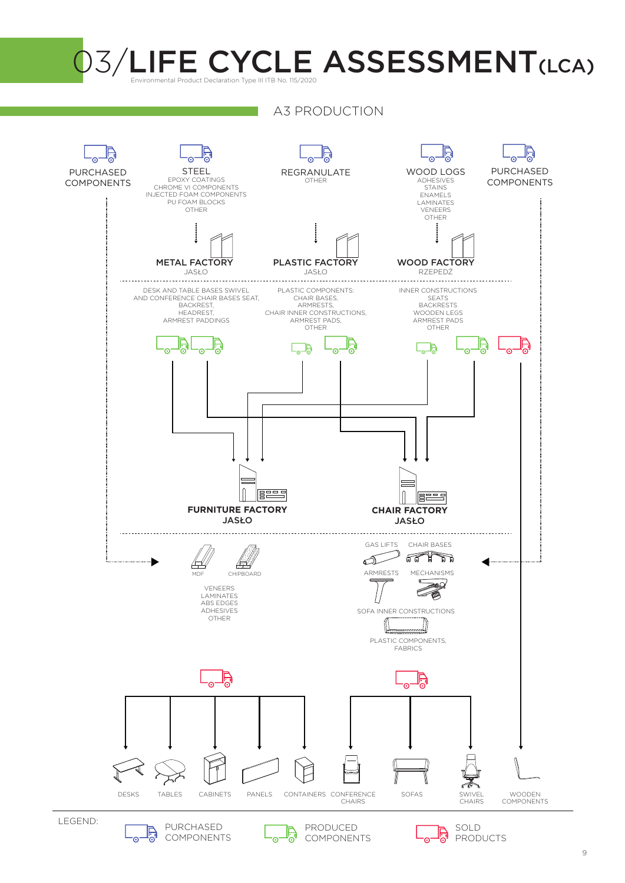# 03/LIFE CYCLE ASSESSMENT (LCA)

Environmental Product Declaration Type III ITB No. 115/2020

## A3 PRODUCTION

PURCHASED COMPONENTS

STEEL
EPOXY COATINGS
CHROME VI COMPONENTS
INJECTED FOAM COMPONENTS
PU FOAM BLOCKS
OTHER

REGRANULATE
OTHER

WOOD LOGS
ADHESIVES
STAINS
ENAMELS
LAMINATES
VENEERS
OTHER

PURCHASED COMPONENTS

**METAL FACTORY**
JASŁO

**PLASTIC FACTORY**
JASŁO

**WOOD FACTORY**
RZEPEDŹ

DESK AND TABLE BASES SWIVEL AND CONFERENCE CHAIR BASES SEAT, BACKREST, HEADREST, ARMREST PADDINGS

PLASTIC COMPONENTS: CHAIR BASES, ARMRESTS, CHAIR INNER CONSTRUCTIONS, ARMREST PADS, OTHER

INNER CONSTRUCTIONS
SEATS
BACKRESTS
WOODEN LEGS
ARMREST PADS
OTHER

**FURNITURE FACTORY**
JASŁO

**CHAIR FACTORY**
JASŁO

MDF
CHIPBOARD
VENEERS
LAMINATES
ABS EDGES
ADHESIVES
OTHER

GAS LIFTS
CHAIR BASES
ARMRESTS
MECHANISMS
SOFA INNER CONSTRUCTIONS
PLASTIC COMPONENTS, FABRICS

DESKS
TABLES
CABINETS
PANELS
CONTAINERS
CONFERENCE CHAIRS
SOFAS
SWIVEL CHAIRS
WOODEN COMPONENTS

LEGEND:
PURCHASED COMPONENTS
PRODUCED COMPONENTS
SOLD PRODUCTS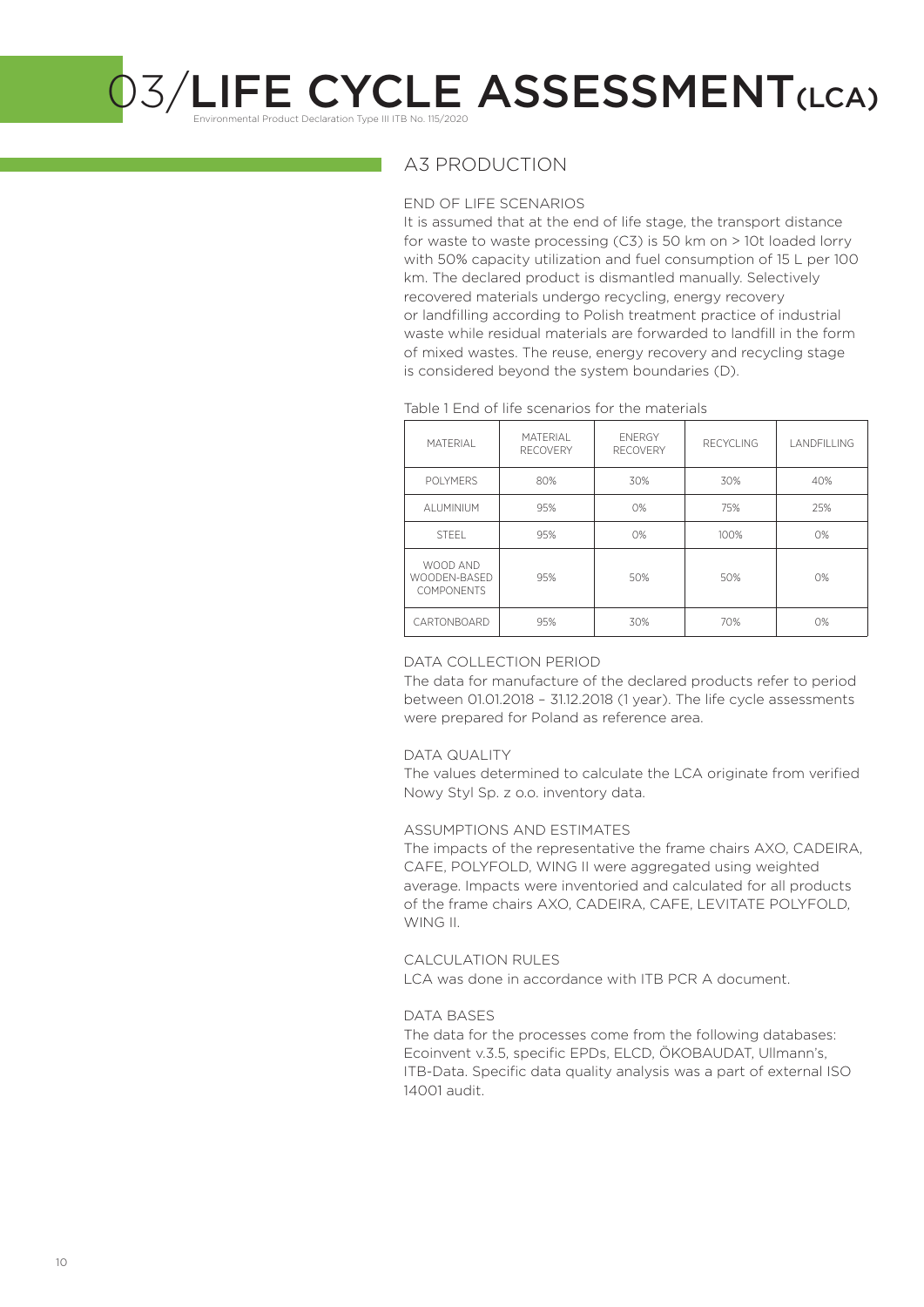# 03/LIFE CYCLE ASSESSMENT (LCA)

Environmental Product Declaration Type III ITB No. 115/2020

## A3 PRODUCTION

### END OF LIFE SCENARIOS

It is assumed that at the end of life stage, the transport distance for waste to waste processing (C3) is 50 km on > 10t loaded lorry with 50% capacity utilization and fuel consumption of 15 L per 100 km. The declared product is dismantled manually. Selectively recovered materials undergo recycling, energy recovery or landfilling according to Polish treatment practice of industrial waste while residual materials are forwarded to landfill in the form of mixed wastes. The reuse, energy recovery and recycling stage is considered beyond the system boundaries (D).

Table 1 End of life scenarios for the materials

| MATERIAL | MATERIAL RECOVERY | ENERGY RECOVERY | RECYCLING | LANDFILLING |
|---|---|---|---|---|
| POLYMERS | 80% | 30% | 30% | 40% |
| ALUMINIUM | 95% | 0% | 75% | 25% |
| STEEL | 95% | 0% | 100% | 0% |
| WOOD AND WOODEN-BASED COMPONENTS | 95% | 50% | 50% | 0% |
| CARTONBOARD | 95% | 30% | 70% | 0% |

### DATA COLLECTION PERIOD

The data for manufacture of the declared products refer to period between 01.01.2018 – 31.12.2018 (1 year). The life cycle assessments were prepared for Poland as reference area.

### DATA QUALITY

The values determined to calculate the LCA originate from verified Nowy Styl Sp. z o.o. inventory data.

### ASSUMPTIONS AND ESTIMATES

The impacts of the representative the frame chairs AXO, CADEIRA, CAFE, POLYFOLD, WING II were aggregated using weighted average. Impacts were inventoried and calculated for all products of the frame chairs AXO, CADEIRA, CAFE, LEVITATE POLYFOLD, WING II.

### CALCULATION RULES

LCA was done in accordance with ITB PCR A document.

### DATA BASES

The data for the processes come from the following databases: Ecoinvent v.3.5, specific EPDs, ELCD, ÖKOBAUDAT, Ullmann's, ITB-Data. Specific data quality analysis was a part of external ISO 14001 audit.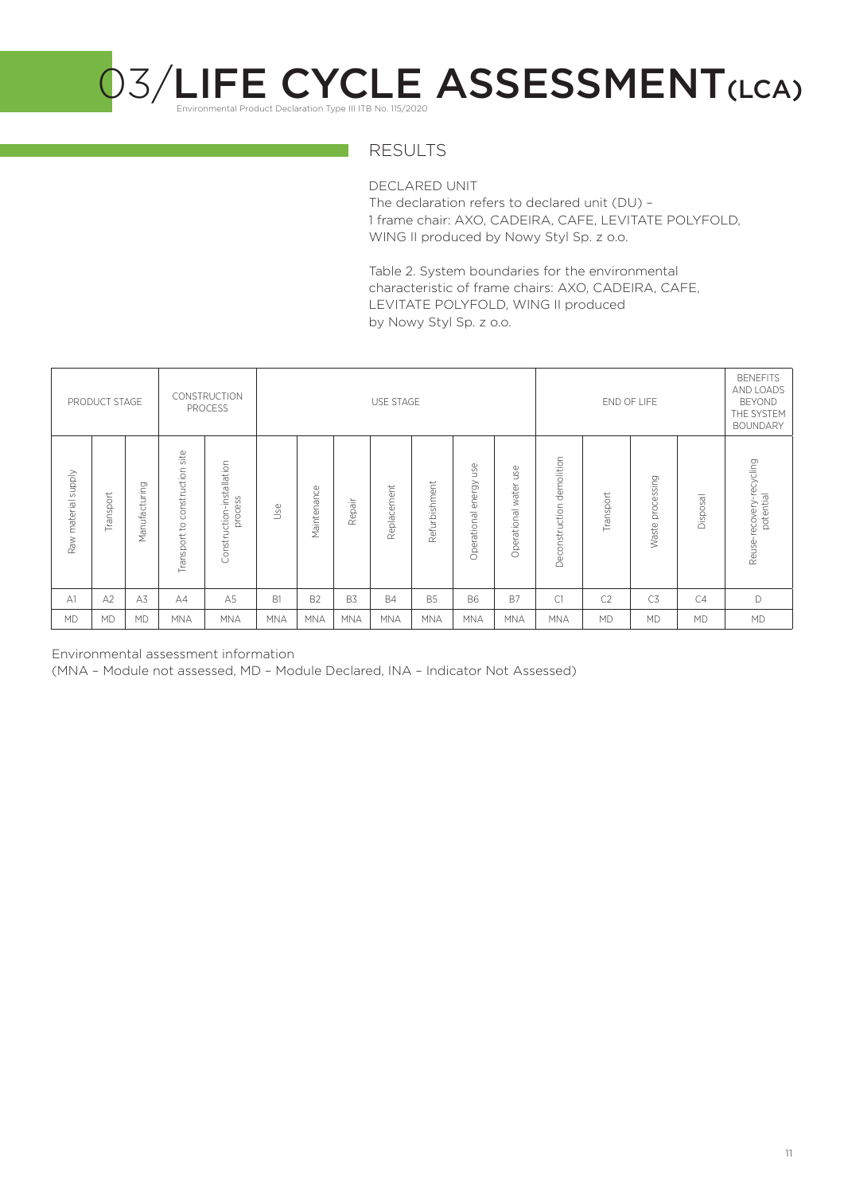# 03/LIFE CYCLE ASSESSMENT (LCA)

Environmental Product Declaration Type III ITB No. 115/2020

## RESULTS

DECLARED UNIT

The declaration refers to declared unit (DU) – 1 frame chair: AXO, CADEIRA, CAFE, LEVITATE POLYFOLD, WING II produced by Nowy Styl Sp. z o.o.

Table 2. System boundaries for the environmental characteristic of frame chairs: AXO, CADEIRA, CAFE, LEVITATE POLYFOLD, WING II produced by Nowy Styl Sp. z o.o.

| PRODUCT STAGE | | | CONSTRUCTION PROCESS | | USE STAGE | | | | | | | END OF LIFE | | | | BENEFITS AND LOADS BEYOND THE SYSTEM BOUNDARY |
|---|---|---|---|---|---|---|---|---|---|---|---|---|---|---|---|---|
| Raw material supply | Transport | Manufacturing | Transport to construction site | Construction-installation process | Use | Maintenance | Repair | Replacement | Refurbishment | Operational energy use | Operational water use | Deconstruction demolition | Transport | Waste processing | Disposal | Reuse-recovery-recycling potential |
| A1 | A2 | A3 | A4 | A5 | B1 | B2 | B3 | B4 | B5 | B6 | B7 | C1 | C2 | C3 | C4 | D |
| MD | MD | MD | MNA | MNA | MNA | MNA | MNA | MNA | MNA | MNA | MNA | MNA | MD | MD | MD | MD |

Environmental assessment information
(MNA – Module not assessed, MD – Module Declared, INA – Indicator Not Assessed)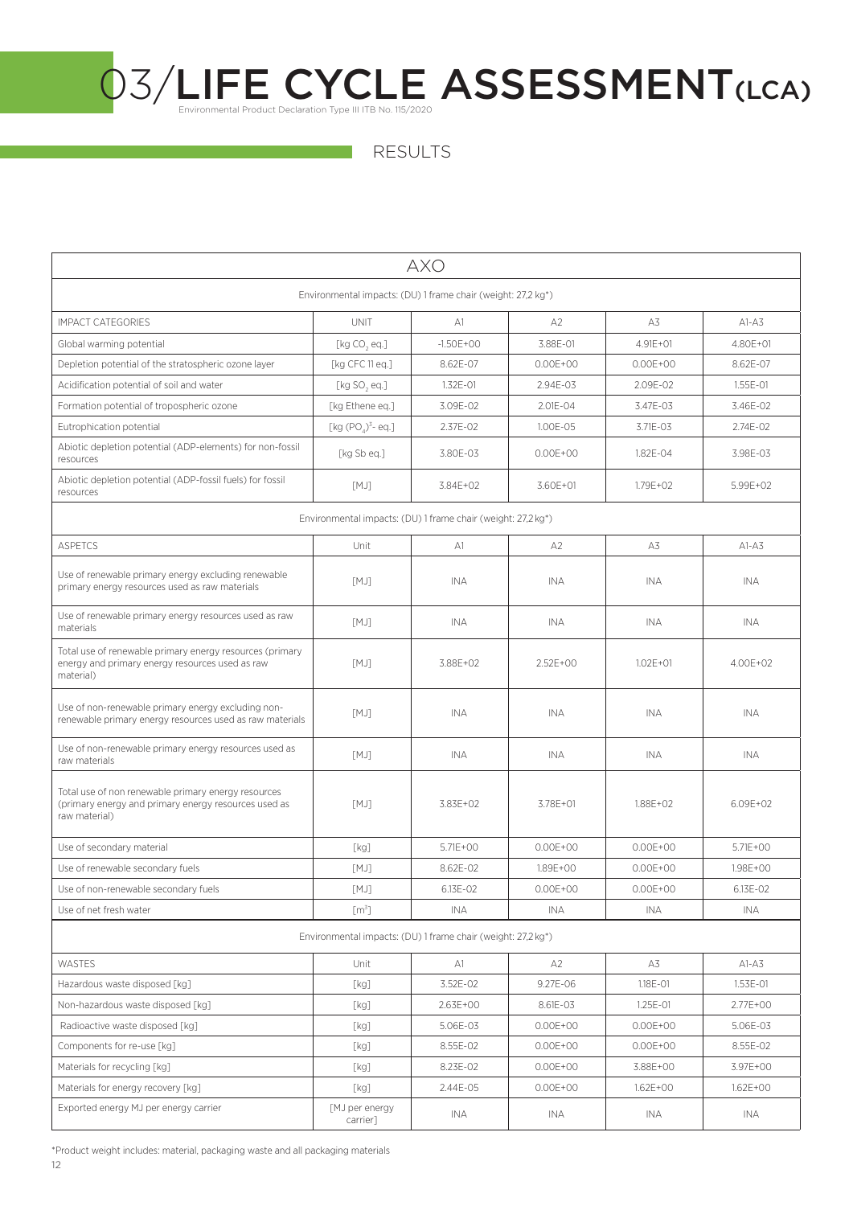# 03/LIFE CYCLE ASSESSMENT(LCA)

Environmental Product Declaration Type III ITB No. 115/2020

## RESULTS

| AXO | | | | | |
|---|---|---|---|---|---|
| Environmental impacts: (DU) 1 frame chair (weight: 27,2 kg*) | | | | | |
| IMPACT CATEGORIES | UNIT | A1 | A2 | A3 | A1-A3 |
| Global warming potential | [kg $CO_2$ eq.] | -1.50E+00 | 3.88E-01 | 4.91E+01 | 4.80E+01 |
| Depletion potential of the stratospheric ozone layer | [kg CFC 11 eq.] | 8.62E-07 | 0.00E+00 | 0.00E+00 | 8.62E-07 |
| Acidification potential of soil and water | [kg $SO_2$ eq.] | 1.32E-01 | 2.94E-03 | 2.09E-02 | 1.55E-01 |
| Formation potential of tropospheric ozone | [kg Ethene eq.] | 3.09E-02 | 2.01E-04 | 3.47E-03 | 3.46E-02 |
| Eutrophication potential | [kg $(PO_4)^{3-}$ eq.] | 2.37E-02 | 1.00E-05 | 3.71E-03 | 2.74E-02 |
| Abiotic depletion potential (ADP-elements) for non-fossil resources | [kg Sb eq.] | 3.80E-03 | 0.00E+00 | 1.82E-04 | 3.98E-03 |
| Abiotic depletion potential (ADP-fossil fuels) for fossil resources | [MJ] | 3.84E+02 | 3.60E+01 | 1.79E+02 | 5.99E+02 |
| Environmental impacts: (DU) 1 frame chair (weight: 27,2 kg*) | | | | | |
| ASPETCS | Unit | A1 | A2 | A3 | A1-A3 |
| Use of renewable primary energy excluding renewable primary energy resources used as raw materials | [MJ] | INA | INA | INA | INA |
| Use of renewable primary energy resources used as raw materials | [MJ] | INA | INA | INA | INA |
| Total use of renewable primary energy resources (primary energy and primary energy resources used as raw material) | [MJ] | 3.88E+02 | 2.52E+00 | 1.02E+01 | 4.00E+02 |
| Use of non-renewable primary energy excluding non-renewable primary energy resources used as raw materials | [MJ] | INA | INA | INA | INA |
| Use of non-renewable primary energy resources used as raw materials | [MJ] | INA | INA | INA | INA |
| Total use of non renewable primary energy resources (primary energy and primary energy resources used as raw material) | [MJ] | 3.83E+02 | 3.78E+01 | 1.88E+02 | 6.09E+02 |
| Use of secondary material | [kg] | 5.71E+00 | 0.00E+00 | 0.00E+00 | 5.71E+00 |
| Use of renewable secondary fuels | [MJ] | 8.62E-02 | 1.89E+00 | 0.00E+00 | 1.98E+00 |
| Use of non-renewable secondary fuels | [MJ] | 6.13E-02 | 0.00E+00 | 0.00E+00 | 6.13E-02 |
| Use of net fresh water | [$m^3$] | INA | INA | INA | INA |
| Environmental impacts: (DU) 1 frame chair (weight: 27,2 kg*) | | | | | |
| WASTES | Unit | A1 | A2 | A3 | A1-A3 |
| Hazardous waste disposed [kg] | [kg] | 3.52E-02 | 9.27E-06 | 1.18E-01 | 1.53E-01 |
| Non-hazardous waste disposed [kg] | [kg] | 2.63E+00 | 8.61E-03 | 1.25E-01 | 2.77E+00 |
| Radioactive waste disposed [kg] | [kg] | 5.06E-03 | 0.00E+00 | 0.00E+00 | 5.06E-03 |
| Components for re-use [kg] | [kg] | 8.55E-02 | 0.00E+00 | 0.00E+00 | 8.55E-02 |
| Materials for recycling [kg] | [kg] | 8.23E-02 | 0.00E+00 | 3.88E+00 | 3.97E+00 |
| Materials for energy recovery [kg] | [kg] | 2.44E-05 | 0.00E+00 | 1.62E+00 | 1.62E+00 |
| Exported energy MJ per energy carrier | [MJ per energy carrier] | INA | INA | INA | INA |

*Product weight includes: material, packaging waste and all packaging materials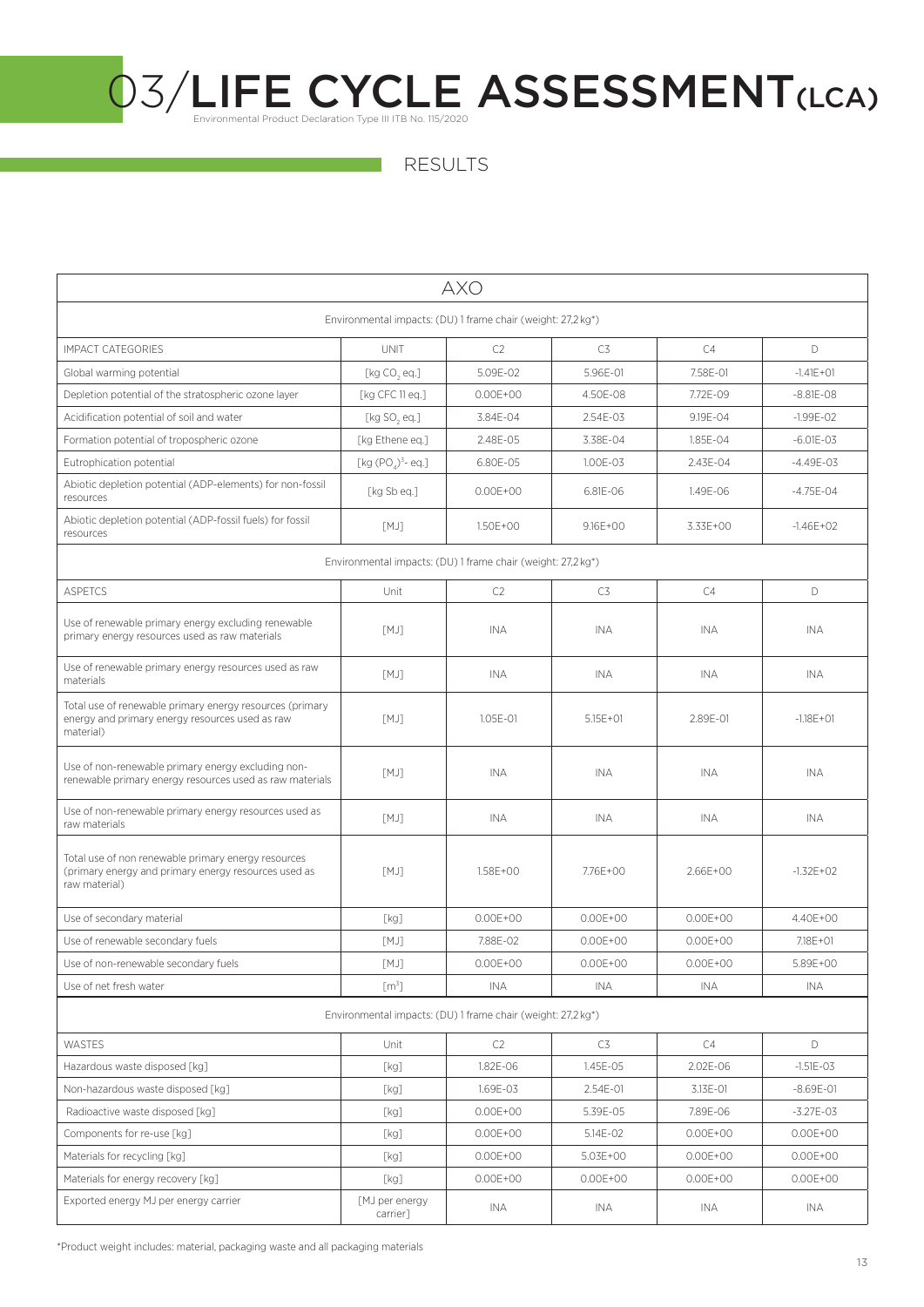# 03/LIFE CYCLE ASSESSMENT(LCA)

Environmental Product Declaration Type III ITB No. 115/2020

## RESULTS

| AXO | | | | | |
|---|---|---|---|---|---|
| Environmental impacts: (DU) 1 frame chair (weight: 27,2 kg*) | | | | | |
| IMPACT CATEGORIES | UNIT | C2 | C3 | C4 | D |
| Global warming potential | [kg $CO_2$ eq.] | 5.09E-02 | 5.96E-01 | 7.58E-01 | -1.41E+01 |
| Depletion potential of the stratospheric ozone layer | [kg CFC 11 eq.] | 0.00E+00 | 4.50E-08 | 7.72E-09 | -8.81E-08 |
| Acidification potential of soil and water | [kg $SO_2$ eq.] | 3.84E-04 | 2.54E-03 | 9.19E-04 | -1.99E-02 |
| Formation potential of tropospheric ozone | [kg Ethene eq.] | 2.48E-05 | 3.38E-04 | 1.85E-04 | -6.01E-03 |
| Eutrophication potential | [kg $(PO_4)^{3-}$ eq.] | 6.80E-05 | 1.00E-03 | 2.43E-04 | -4.49E-03 |
| Abiotic depletion potential (ADP-elements) for non-fossil resources | [kg Sb eq.] | 0.00E+00 | 6.81E-06 | 1.49E-06 | -4.75E-04 |
| Abiotic depletion potential (ADP-fossil fuels) for fossil resources | [MJ] | 1.50E+00 | 9.16E+00 | 3.33E+00 | -1.46E+02 |
| Environmental impacts: (DU) 1 frame chair (weight: 27,2 kg*) | | | | | |
| ASPETCS | Unit | C2 | C3 | C4 | D |
| Use of renewable primary energy excluding renewable primary energy resources used as raw materials | [MJ] | INA | INA | INA | INA |
| Use of renewable primary energy resources used as raw materials | [MJ] | INA | INA | INA | INA |
| Total use of renewable primary energy resources (primary energy and primary energy resources used as raw material) | [MJ] | 1.05E-01 | 5.15E+01 | 2.89E-01 | -1.18E+01 |
| Use of non-renewable primary energy excluding non-renewable primary energy resources used as raw materials | [MJ] | INA | INA | INA | INA |
| Use of non-renewable primary energy resources used as raw materials | [MJ] | INA | INA | INA | INA |
| Total use of non renewable primary energy resources (primary energy and primary energy resources used as raw material) | [MJ] | 1.58E+00 | 7.76E+00 | 2.66E+00 | -1.32E+02 |
| Use of secondary material | [kg] | 0.00E+00 | 0.00E+00 | 0.00E+00 | 4.40E+00 |
| Use of renewable secondary fuels | [MJ] | 7.88E-02 | 0.00E+00 | 0.00E+00 | 7.18E+01 |
| Use of non-renewable secondary fuels | [MJ] | 0.00E+00 | 0.00E+00 | 0.00E+00 | 5.89E+00 |
| Use of net fresh water | [$m^3$] | INA | INA | INA | INA |
| Environmental impacts: (DU) 1 frame chair (weight: 27,2 kg*) | | | | | |
| WASTES | Unit | C2 | C3 | C4 | D |
| Hazardous waste disposed [kg] | [kg] | 1.82E-06 | 1.45E-05 | 2.02E-06 | -1.51E-03 |
| Non-hazardous waste disposed [kg] | [kg] | 1.69E-03 | 2.54E-01 | 3.13E-01 | -8.69E-01 |
| Radioactive waste disposed [kg] | [kg] | 0.00E+00 | 5.39E-05 | 7.89E-06 | -3.27E-03 |
| Components for re-use [kg] | [kg] | 0.00E+00 | 5.14E-02 | 0.00E+00 | 0.00E+00 |
| Materials for recycling [kg] | [kg] | 0.00E+00 | 5.03E+00 | 0.00E+00 | 0.00E+00 |
| Materials for energy recovery [kg] | [kg] | 0.00E+00 | 0.00E+00 | 0.00E+00 | 0.00E+00 |
| Exported energy MJ per energy carrier | [MJ per energy carrier] | INA | INA | INA | INA |

*Product weight includes: material, packaging waste and all packaging materials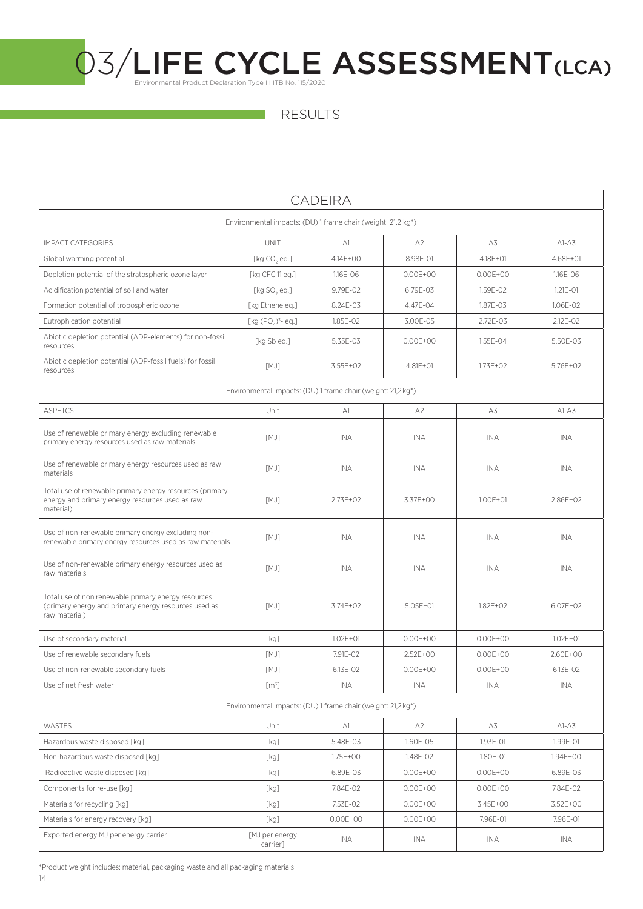# 03/LIFE CYCLE ASSESSMENT(LCA)

Environmental Product Declaration Type III ITB No. 115/2020

## RESULTS

| CADEIRA | | | | | |
|---|---|---|---|---|---|
| Environmental impacts: (DU) 1 frame chair (weight: 21,2 kg*) | | | | | |
| IMPACT CATEGORIES | UNIT | A1 | A2 | A3 | A1-A3 |
| Global warming potential | [kg $CO_2$ eq.] | 4.14E+00 | 8.98E-01 | 4.18E+01 | 4.68E+01 |
| Depletion potential of the stratospheric ozone layer | [kg CFC 11 eq.] | 1.16E-06 | 0.00E+00 | 0.00E+00 | 1.16E-06 |
| Acidification potential of soil and water | [kg $SO_2$ eq.] | 9.79E-02 | 6.79E-03 | 1.59E-02 | 1.21E-01 |
| Formation potential of tropospheric ozone | [kg Ethene eq.] | 8.24E-03 | 4.47E-04 | 1.87E-03 | 1.06E-02 |
| Eutrophication potential | [kg $(PO_4)^{3-}$ eq.] | 1.85E-02 | 3.00E-05 | 2.72E-03 | 2.12E-02 |
| Abiotic depletion potential (ADP-elements) for non-fossil resources | [kg Sb eq.] | 5.35E-03 | 0.00E+00 | 1.55E-04 | 5.50E-03 |
| Abiotic depletion potential (ADP-fossil fuels) for fossil resources | [MJ] | 3.55E+02 | 4.81E+01 | 1.73E+02 | 5.76E+02 |
| Environmental impacts: (DU) 1 frame chair (weight: 21,2 kg*) | | | | | |
| ASPETCS | Unit | A1 | A2 | A3 | A1-A3 |
| Use of renewable primary energy excluding renewable primary energy resources used as raw materials | [MJ] | INA | INA | INA | INA |
| Use of renewable primary energy resources used as raw materials | [MJ] | INA | INA | INA | INA |
| Total use of renewable primary energy resources (primary energy and primary energy resources used as raw material) | [MJ] | 2.73E+02 | 3.37E+00 | 1.00E+01 | 2.86E+02 |
| Use of non-renewable primary energy excluding non-renewable primary energy resources used as raw materials | [MJ] | INA | INA | INA | INA |
| Use of non-renewable primary energy resources used as raw materials | [MJ] | INA | INA | INA | INA |
| Total use of non renewable primary energy resources (primary energy and primary energy resources used as raw material) | [MJ] | 3.74E+02 | 5.05E+01 | 1.82E+02 | 6.07E+02 |
| Use of secondary material | [kg] | 1.02E+01 | 0.00E+00 | 0.00E+00 | 1.02E+01 |
| Use of renewable secondary fuels | [MJ] | 7.91E-02 | 2.52E+00 | 0.00E+00 | 2.60E+00 |
| Use of non-renewable secondary fuels | [MJ] | 6.13E-02 | 0.00E+00 | 0.00E+00 | 6.13E-02 |
| Use of net fresh water | [$m^3$] | INA | INA | INA | INA |
| Environmental impacts: (DU) 1 frame chair (weight: 21,2 kg*) | | | | | |
| WASTES | Unit | A1 | A2 | A3 | A1-A3 |
| Hazardous waste disposed [kg] | [kg] | 5.48E-03 | 1.60E-05 | 1.93E-01 | 1.99E-01 |
| Non-hazardous waste disposed [kg] | [kg] | 1.75E+00 | 1.48E-02 | 1.80E-01 | 1.94E+00 |
| Radioactive waste disposed [kg] | [kg] | 6.89E-03 | 0.00E+00 | 0.00E+00 | 6.89E-03 |
| Components for re-use [kg] | [kg] | 7.84E-02 | 0.00E+00 | 0.00E+00 | 7.84E-02 |
| Materials for recycling [kg] | [kg] | 7.53E-02 | 0.00E+00 | 3.45E+00 | 3.52E+00 |
| Materials for energy recovery [kg] | [kg] | 0.00E+00 | 0.00E+00 | 7.96E-01 | 7.96E-01 |
| Exported energy MJ per energy carrier | [MJ per energy carrier] | INA | INA | INA | INA |

*Product weight includes: material, packaging waste and all packaging materials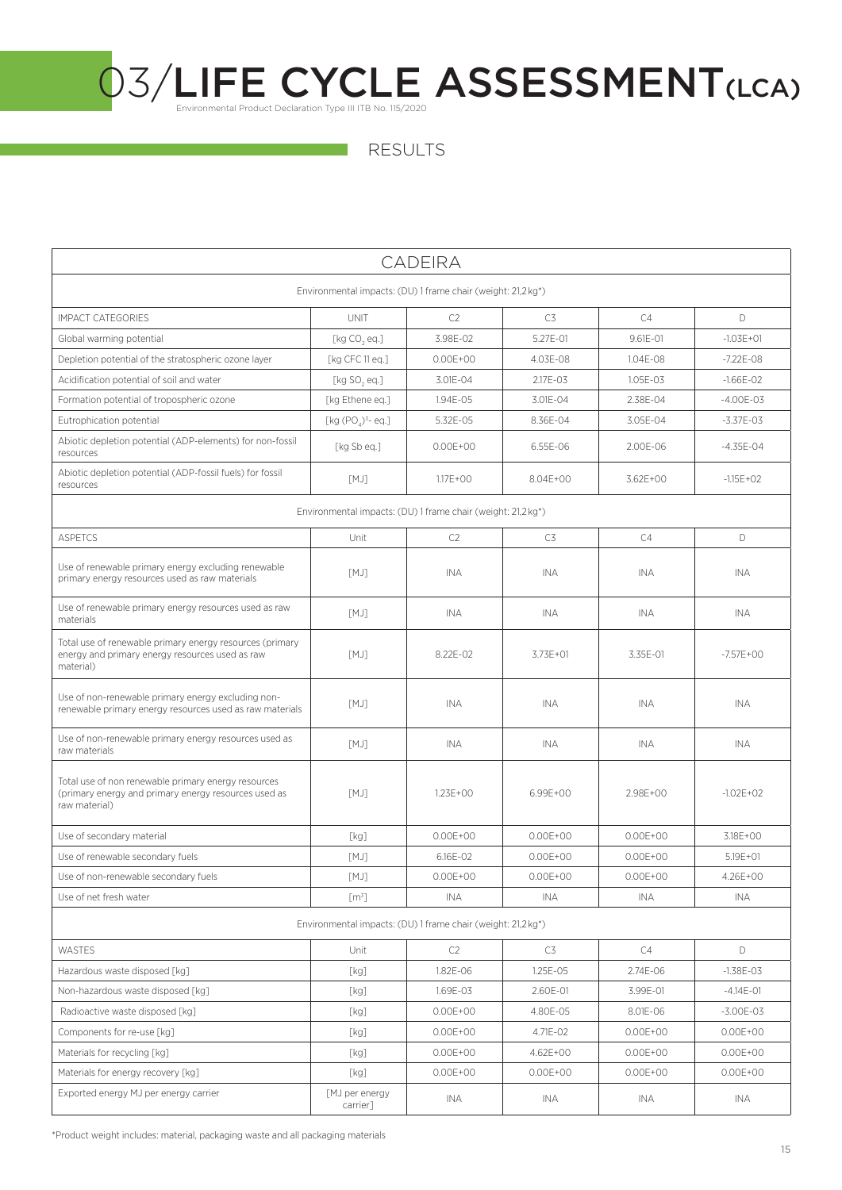# 03/LIFE CYCLE ASSESSMENT(LCA)

Environmental Product Declaration Type III ITB No. 115/2020

## RESULTS

| CADEIRA | | | | | |
|---|---|---|---|---|---|
| Environmental impacts: (DU) 1 frame chair (weight: 21,2 kg*) | | | | | |
| IMPACT CATEGORIES | UNIT | C2 | C3 | C4 | D |
| Global warming potential | [kg $CO_2$ eq.] | 3.98E-02 | 5.27E-01 | 9.61E-01 | -1.03E+01 |
| Depletion potential of the stratospheric ozone layer | [kg CFC 11 eq.] | 0.00E+00 | 4.03E-08 | 1.04E-08 | -7.22E-08 |
| Acidification potential of soil and water | [kg $SO_2$ eq.] | 3.01E-04 | 2.17E-03 | 1.05E-03 | -1.66E-02 |
| Formation potential of tropospheric ozone | [kg Ethene eq.] | 1.94E-05 | 3.01E-04 | 2.38E-04 | -4.00E-03 |
| Eutrophication potential | [kg $(PO_4)^{3-}$ eq.] | 5.32E-05 | 8.36E-04 | 3.05E-04 | -3.37E-03 |
| Abiotic depletion potential (ADP-elements) for non-fossil resources | [kg Sb eq.] | 0.00E+00 | 6.55E-06 | 2.00E-06 | -4.35E-04 |
| Abiotic depletion potential (ADP-fossil fuels) for fossil resources | [MJ] | 1.17E+00 | 8.04E+00 | 3.62E+00 | -1.15E+02 |
| Environmental impacts: (DU) 1 frame chair (weight: 21,2 kg*) | | | | | |
| ASPETCS | Unit | C2 | C3 | C4 | D |
| Use of renewable primary energy excluding renewable primary energy resources used as raw materials | [MJ] | INA | INA | INA | INA |
| Use of renewable primary energy resources used as raw materials | [MJ] | INA | INA | INA | INA |
| Total use of renewable primary energy resources (primary energy and primary energy resources used as raw material) | [MJ] | 8.22E-02 | 3.73E+01 | 3.35E-01 | -7.57E+00 |
| Use of non-renewable primary energy excluding non-renewable primary energy resources used as raw materials | [MJ] | INA | INA | INA | INA |
| Use of non-renewable primary energy resources used as raw materials | [MJ] | INA | INA | INA | INA |
| Total use of non renewable primary energy resources (primary energy and primary energy resources used as raw material) | [MJ] | 1.23E+00 | 6.99E+00 | 2.98E+00 | -1.02E+02 |
| Use of secondary material | [kg] | 0.00E+00 | 0.00E+00 | 0.00E+00 | 3.18E+00 |
| Use of renewable secondary fuels | [MJ] | 6.16E-02 | 0.00E+00 | 0.00E+00 | 5.19E+01 |
| Use of non-renewable secondary fuels | [MJ] | 0.00E+00 | 0.00E+00 | 0.00E+00 | 4.26E+00 |
| Use of net fresh water | [$m^3$] | INA | INA | INA | INA |
| Environmental impacts: (DU) 1 frame chair (weight: 21,2 kg*) | | | | | |
| WASTES | Unit | C2 | C3 | C4 | D |
| Hazardous waste disposed [kg] | [kg] | 1.82E-06 | 1.25E-05 | 2.74E-06 | -1.38E-03 |
| Non-hazardous waste disposed [kg] | [kg] | 1.69E-03 | 2.60E-01 | 3.99E-01 | -4.14E-01 |
| Radioactive waste disposed [kg] | [kg] | 0.00E+00 | 4.80E-05 | 8.01E-06 | -3.00E-03 |
| Components for re-use [kg] | [kg] | 0.00E+00 | 4.71E-02 | 0.00E+00 | 0.00E+00 |
| Materials for recycling [kg] | [kg] | 0.00E+00 | 4.62E+00 | 0.00E+00 | 0.00E+00 |
| Materials for energy recovery [kg] | [kg] | 0.00E+00 | 0.00E+00 | 0.00E+00 | 0.00E+00 |
| Exported energy MJ per energy carrier | [MJ per energy carrier] | INA | INA | INA | INA |

*Product weight includes: material, packaging waste and all packaging materials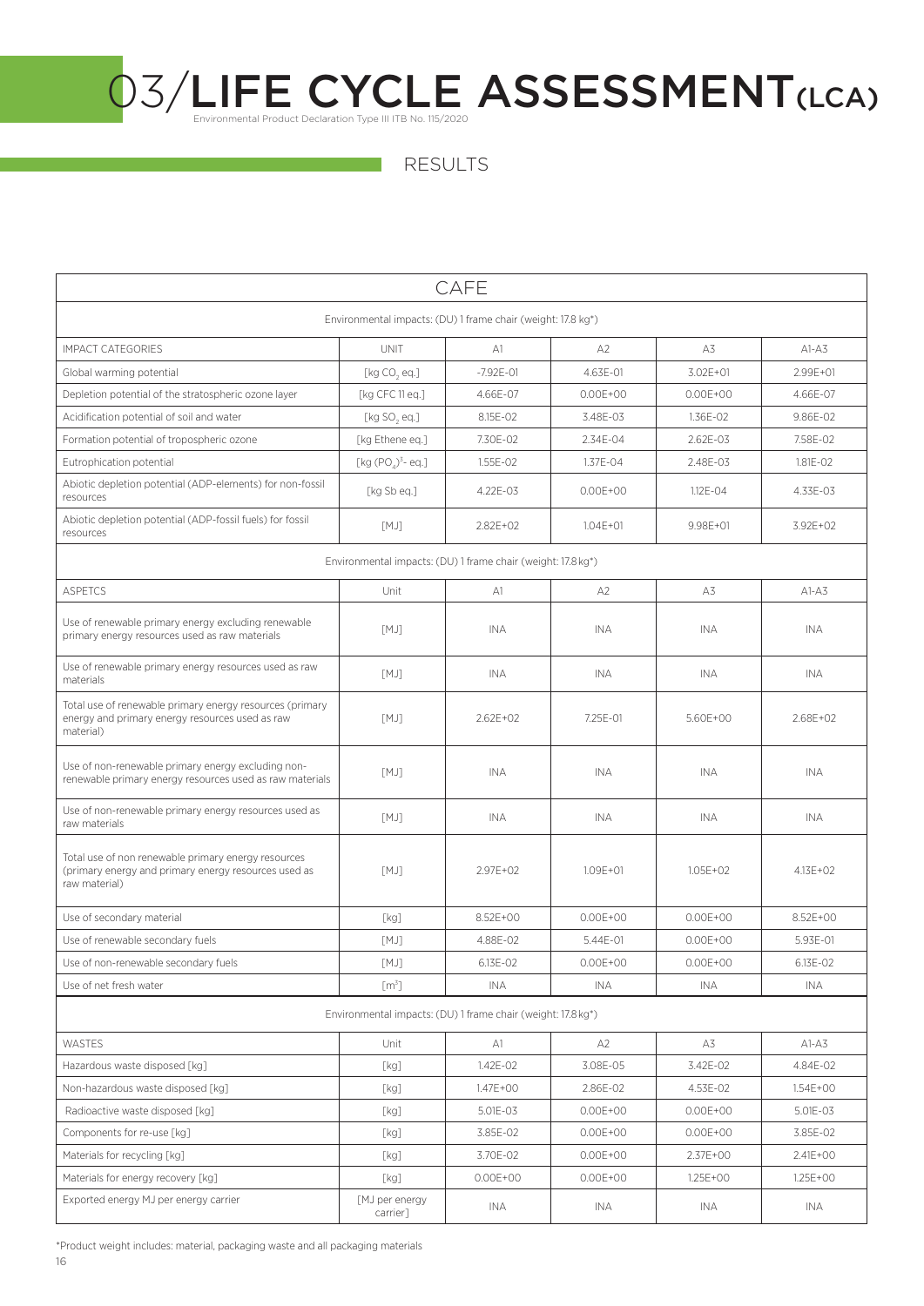# 03/LIFE CYCLE ASSESSMENT(LCA)

Environmental Product Declaration Type III ITB No. 115/2020

## RESULTS

| CAFE | | | | | |
|---|---|---|---|---|---|
| Environmental impacts: (DU) 1 frame chair (weight: 17.8 kg*) | | | | | |
| IMPACT CATEGORIES | UNIT | A1 | A2 | A3 | A1-A3 |
| Global warming potential | [kg $CO_2$ eq.] | -7.92E-01 | 4.63E-01 | 3.02E+01 | 2.99E+01 |
| Depletion potential of the stratospheric ozone layer | [kg CFC 11 eq.] | 4.66E-07 | 0.00E+00 | 0.00E+00 | 4.66E-07 |
| Acidification potential of soil and water | [kg $SO_2$ eq.] | 8.15E-02 | 3.48E-03 | 1.36E-02 | 9.86E-02 |
| Formation potential of tropospheric ozone | [kg Ethene eq.] | 7.30E-02 | 2.34E-04 | 2.62E-03 | 7.58E-02 |
| Eutrophication potential | [kg $(PO_4)^{3-}$ eq.] | 1.55E-02 | 1.37E-04 | 2.48E-03 | 1.81E-02 |
| Abiotic depletion potential (ADP-elements) for non-fossil resources | [kg Sb eq.] | 4.22E-03 | 0.00E+00 | 1.12E-04 | 4.33E-03 |
| Abiotic depletion potential (ADP-fossil fuels) for fossil resources | [MJ] | 2.82E+02 | 1.04E+01 | 9.98E+01 | 3.92E+02 |
| Environmental impacts: (DU) 1 frame chair (weight: 17.8 kg*) | | | | | |
| ASPETCS | Unit | A1 | A2 | A3 | A1-A3 |
| Use of renewable primary energy excluding renewable primary energy resources used as raw materials | [MJ] | INA | INA | INA | INA |
| Use of renewable primary energy resources used as raw materials | [MJ] | INA | INA | INA | INA |
| Total use of renewable primary energy resources (primary energy and primary energy resources used as raw material) | [MJ] | 2.62E+02 | 7.25E-01 | 5.60E+00 | 2.68E+02 |
| Use of non-renewable primary energy excluding non-renewable primary energy resources used as raw materials | [MJ] | INA | INA | INA | INA |
| Use of non-renewable primary energy resources used as raw materials | [MJ] | INA | INA | INA | INA |
| Total use of non renewable primary energy resources (primary energy and primary energy resources used as raw material) | [MJ] | 2.97E+02 | 1.09E+01 | 1.05E+02 | 4.13E+02 |
| Use of secondary material | [kg] | 8.52E+00 | 0.00E+00 | 0.00E+00 | 8.52E+00 |
| Use of renewable secondary fuels | [MJ] | 4.88E-02 | 5.44E-01 | 0.00E+00 | 5.93E-01 |
| Use of non-renewable secondary fuels | [MJ] | 6.13E-02 | 0.00E+00 | 0.00E+00 | 6.13E-02 |
| Use of net fresh water | [$m^3$] | INA | INA | INA | INA |
| Environmental impacts: (DU) 1 frame chair (weight: 17.8 kg*) | | | | | |
| WASTES | Unit | A1 | A2 | A3 | A1-A3 |
| Hazardous waste disposed [kg] | [kg] | 1.42E-02 | 3.08E-05 | 3.42E-02 | 4.84E-02 |
| Non-hazardous waste disposed [kg] | [kg] | 1.47E+00 | 2.86E-02 | 4.53E-02 | 1.54E+00 |
| Radioactive waste disposed [kg] | [kg] | 5.01E-03 | 0.00E+00 | 0.00E+00 | 5.01E-03 |
| Components for re-use [kg] | [kg] | 3.85E-02 | 0.00E+00 | 0.00E+00 | 3.85E-02 |
| Materials for recycling [kg] | [kg] | 3.70E-02 | 0.00E+00 | 2.37E+00 | 2.41E+00 |
| Materials for energy recovery [kg] | [kg] | 0.00E+00 | 0.00E+00 | 1.25E+00 | 1.25E+00 |
| Exported energy MJ per energy carrier | [MJ per energy carrier] | INA | INA | INA | INA |

*Product weight includes: material, packaging waste and all packaging materials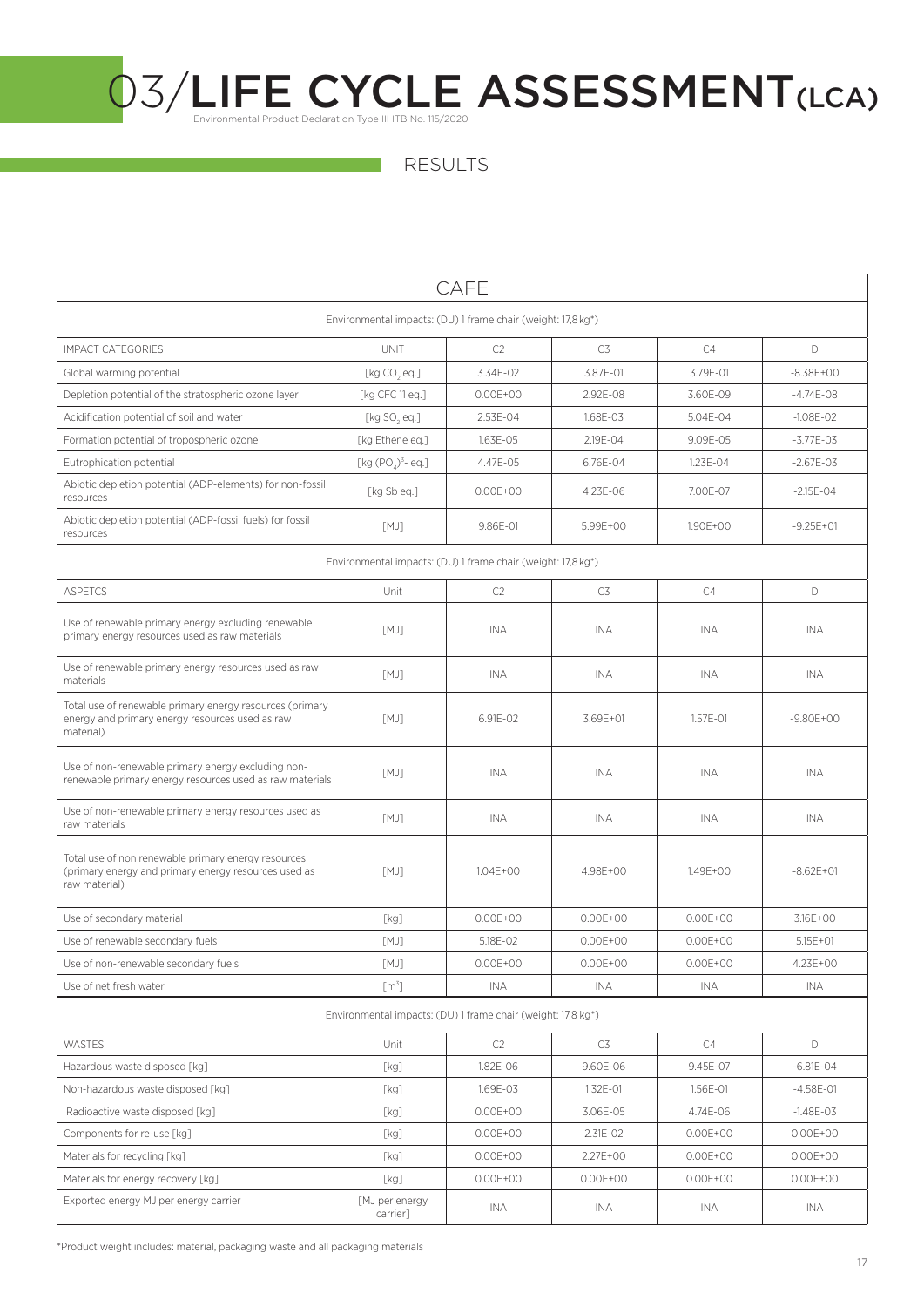# 03/LIFE CYCLE ASSESSMENT(LCA)

Environmental Product Declaration Type III ITB No. 115/2020

## RESULTS

| CAFE | | | | | |
|---|---|---|---|---|---|
| Environmental impacts: (DU) 1 frame chair (weight: 17,8 kg*) | | | | | |
| IMPACT CATEGORIES | UNIT | C2 | C3 | C4 | D |
| Global warming potential | [kg $CO_2$ eq.] | 3.34E-02 | 3.87E-01 | 3.79E-01 | -8.38E+00 |
| Depletion potential of the stratospheric ozone layer | [kg CFC 11 eq.] | 0.00E+00 | 2.92E-08 | 3.60E-09 | -4.74E-08 |
| Acidification potential of soil and water | [kg $SO_2$ eq.] | 2.53E-04 | 1.68E-03 | 5.04E-04 | -1.08E-02 |
| Formation potential of tropospheric ozone | [kg Ethene eq.] | 1.63E-05 | 2.19E-04 | 9.09E-05 | -3.77E-03 |
| Eutrophication potential | [kg $(PO_4)^{3-}$ eq.] | 4.47E-05 | 6.76E-04 | 1.23E-04 | -2.67E-03 |
| Abiotic depletion potential (ADP-elements) for non-fossil resources | [kg Sb eq.] | 0.00E+00 | 4.23E-06 | 7.00E-07 | -2.15E-04 |
| Abiotic depletion potential (ADP-fossil fuels) for fossil resources | [MJ] | 9.86E-01 | 5.99E+00 | 1.90E+00 | -9.25E+01 |
| Environmental impacts: (DU) 1 frame chair (weight: 17,8 kg*) | | | | | |
| ASPETCS | Unit | C2 | C3 | C4 | D |
| Use of renewable primary energy excluding renewable primary energy resources used as raw materials | [MJ] | INA | INA | INA | INA |
| Use of renewable primary energy resources used as raw materials | [MJ] | INA | INA | INA | INA |
| Total use of renewable primary energy resources (primary energy and primary energy resources used as raw material) | [MJ] | 6.91E-02 | 3.69E+01 | 1.57E-01 | -9.80E+00 |
| Use of non-renewable primary energy excluding non-renewable primary energy resources used as raw materials | [MJ] | INA | INA | INA | INA |
| Use of non-renewable primary energy resources used as raw materials | [MJ] | INA | INA | INA | INA |
| Total use of non renewable primary energy resources (primary energy and primary energy resources used as raw material) | [MJ] | 1.04E+00 | 4.98E+00 | 1.49E+00 | -8.62E+01 |
| Use of secondary material | [kg] | 0.00E+00 | 0.00E+00 | 0.00E+00 | 3.16E+00 |
| Use of renewable secondary fuels | [MJ] | 5.18E-02 | 0.00E+00 | 0.00E+00 | 5.15E+01 |
| Use of non-renewable secondary fuels | [MJ] | 0.00E+00 | 0.00E+00 | 0.00E+00 | 4.23E+00 |
| Use of net fresh water | [$m^3$] | INA | INA | INA | INA |
| Environmental impacts: (DU) 1 frame chair (weight: 17,8 kg*) | | | | | |
| WASTES | Unit | C2 | C3 | C4 | D |
| Hazardous waste disposed [kg] | [kg] | 1.82E-06 | 9.60E-06 | 9.45E-07 | -6.81E-04 |
| Non-hazardous waste disposed [kg] | [kg] | 1.69E-03 | 1.32E-01 | 1.56E-01 | -4.58E-01 |
| Radioactive waste disposed [kg] | [kg] | 0.00E+00 | 3.06E-05 | 4.74E-06 | -1.48E-03 |
| Components for re-use [kg] | [kg] | 0.00E+00 | 2.31E-02 | 0.00E+00 | 0.00E+00 |
| Materials for recycling [kg] | [kg] | 0.00E+00 | 2.27E+00 | 0.00E+00 | 0.00E+00 |
| Materials for energy recovery [kg] | [kg] | 0.00E+00 | 0.00E+00 | 0.00E+00 | 0.00E+00 |
| Exported energy MJ per energy carrier | [MJ per energy carrier] | INA | INA | INA | INA |

*Product weight includes: material, packaging waste and all packaging materials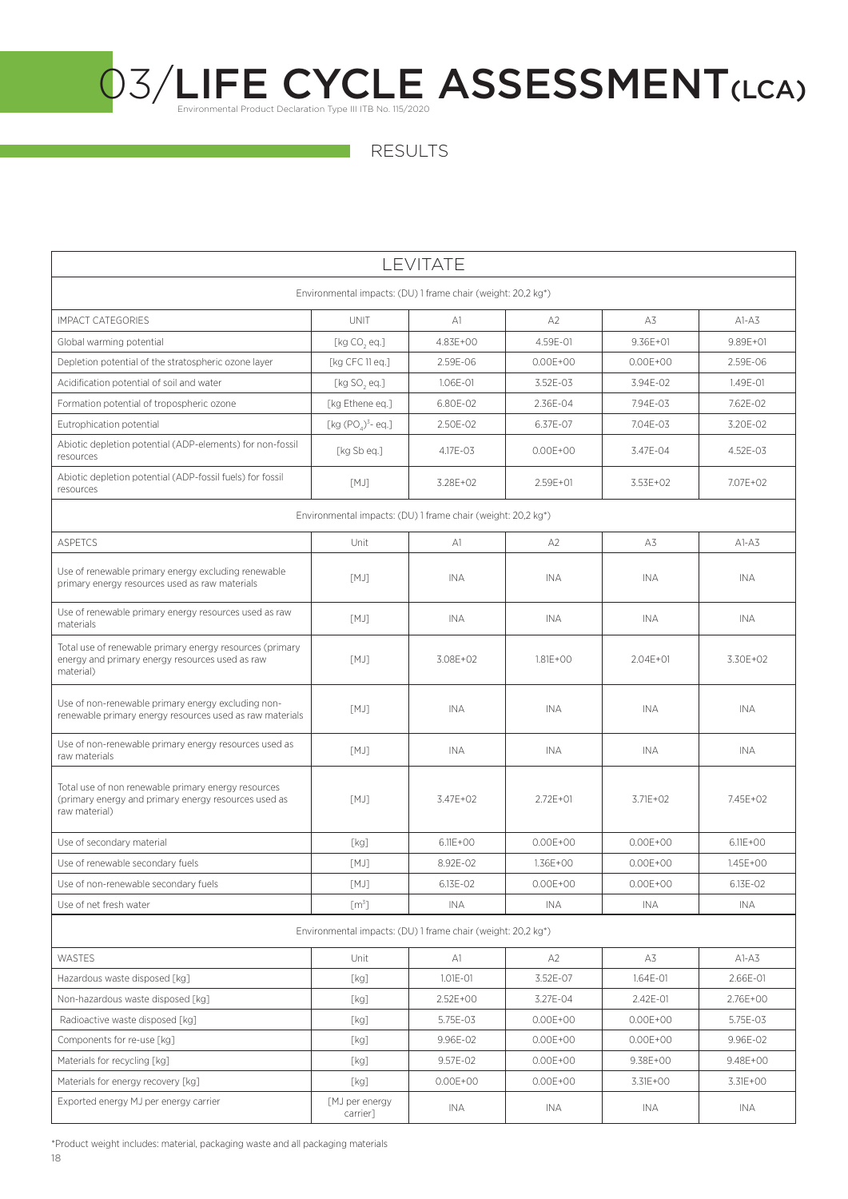# 03/LIFE CYCLE ASSESSMENT (LCA)

Environmental Product Declaration Type III ITB No. 115/2020

## RESULTS

| LEVITATE | | | | | |
|---|---|---|---|---|---|
| Environmental impacts: (DU) 1 frame chair (weight: 20,2 kg*) | | | | | |
| IMPACT CATEGORIES | UNIT | A1 | A2 | A3 | A1-A3 |
| Global warming potential | [kg $CO_2$ eq.] | 4.83E+00 | 4.59E-01 | 9.36E+01 | 9.89E+01 |
| Depletion potential of the stratospheric ozone layer | [kg CFC 11 eq.] | 2.59E-06 | 0.00E+00 | 0.00E+00 | 2.59E-06 |
| Acidification potential of soil and water | [kg $SO_2$ eq.] | 1.06E-01 | 3.52E-03 | 3.94E-02 | 1.49E-01 |
| Formation potential of tropospheric ozone | [kg Ethene eq.] | 6.80E-02 | 2.36E-04 | 7.94E-03 | 7.62E-02 |
| Eutrophication potential | [kg $(PO_4)^{3-}$ eq.] | 2.50E-02 | 6.37E-07 | 7.04E-03 | 3.20E-02 |
| Abiotic depletion potential (ADP-elements) for non-fossil resources | [kg Sb eq.] | 4.17E-03 | 0.00E+00 | 3.47E-04 | 4.52E-03 |
| Abiotic depletion potential (ADP-fossil fuels) for fossil resources | [MJ] | 3.28E+02 | 2.59E+01 | 3.53E+02 | 7.07E+02 |
| Environmental impacts: (DU) 1 frame chair (weight: 20,2 kg*) | | | | | |
| ASPETCS | Unit | A1 | A2 | A3 | A1-A3 |
| Use of renewable primary energy excluding renewable primary energy resources used as raw materials | [MJ] | INA | INA | INA | INA |
| Use of renewable primary energy resources used as raw materials | [MJ] | INA | INA | INA | INA |
| Total use of renewable primary energy resources (primary energy and primary energy resources used as raw material) | [MJ] | 3.08E+02 | 1.81E+00 | 2.04E+01 | 3.30E+02 |
| Use of non-renewable primary energy excluding non-renewable primary energy resources used as raw materials | [MJ] | INA | INA | INA | INA |
| Use of non-renewable primary energy resources used as raw materials | [MJ] | INA | INA | INA | INA |
| Total use of non renewable primary energy resources (primary energy and primary energy resources used as raw material) | [MJ] | 3.47E+02 | 2.72E+01 | 3.71E+02 | 7.45E+02 |
| Use of secondary material | [kg] | 6.11E+00 | 0.00E+00 | 0.00E+00 | 6.11E+00 |
| Use of renewable secondary fuels | [MJ] | 8.92E-02 | 1.36E+00 | 0.00E+00 | 1.45E+00 |
| Use of non-renewable secondary fuels | [MJ] | 6.13E-02 | 0.00E+00 | 0.00E+00 | 6.13E-02 |
| Use of net fresh water | [$m^3$] | INA | INA | INA | INA |
| Environmental impacts: (DU) 1 frame chair (weight: 20,2 kg*) | | | | | |
| WASTES | Unit | A1 | A2 | A3 | A1-A3 |
| Hazardous waste disposed [kg] | [kg] | 1.01E-01 | 3.52E-07 | 1.64E-01 | 2.66E-01 |
| Non-hazardous waste disposed [kg] | [kg] | 2.52E+00 | 3.27E-04 | 2.42E-01 | 2.76E+00 |
| Radioactive waste disposed [kg] | [kg] | 5.75E-03 | 0.00E+00 | 0.00E+00 | 5.75E-03 |
| Components for re-use [kg] | [kg] | 9.96E-02 | 0.00E+00 | 0.00E+00 | 9.96E-02 |
| Materials for recycling [kg] | [kg] | 9.57E-02 | 0.00E+00 | 9.38E+00 | 9.48E+00 |
| Materials for energy recovery [kg] | [kg] | 0.00E+00 | 0.00E+00 | 3.31E+00 | 3.31E+00 |
| Exported energy MJ per energy carrier | [MJ per energy carrier] | INA | INA | INA | INA |

*Product weight includes: material, packaging waste and all packaging materials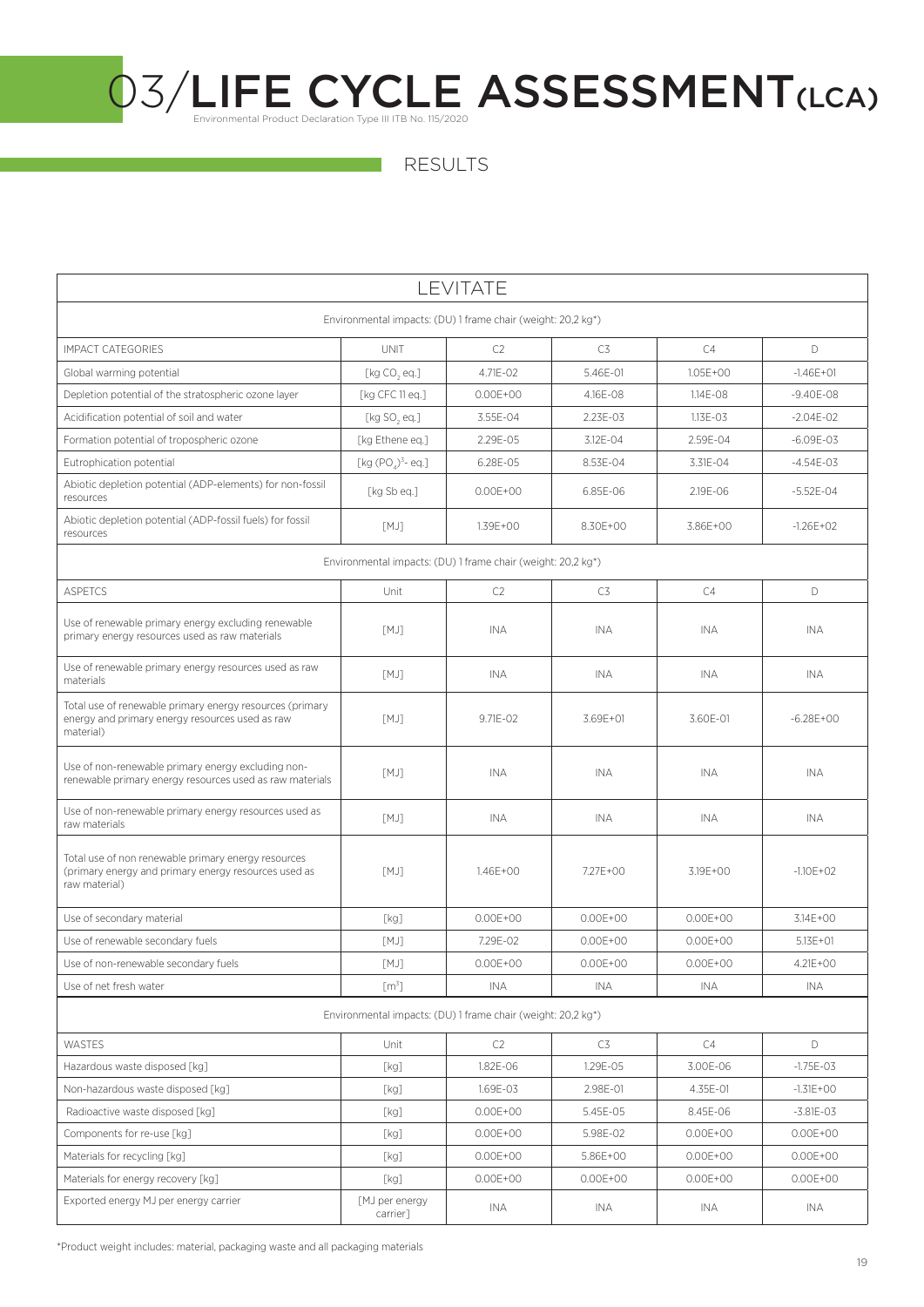# 03/LIFE CYCLE ASSESSMENT (LCA)

Environmental Product Declaration Type III ITB No. 115/2020

## RESULTS

| LEVITATE | | | | | |
|---|---|---|---|---|---|
| Environmental impacts: (DU) 1 frame chair (weight: 20,2 kg*) | | | | | |
| IMPACT CATEGORIES | UNIT | C2 | C3 | C4 | D |
| Global warming potential | [kg $CO_2$ eq.] | 4.71E-02 | 5.46E-01 | 1.05E+00 | -1.46E+01 |
| Depletion potential of the stratospheric ozone layer | [kg CFC 11 eq.] | 0.00E+00 | 4.16E-08 | 1.14E-08 | -9.40E-08 |
| Acidification potential of soil and water | [kg $SO_2$ eq.] | 3.55E-04 | 2.23E-03 | 1.13E-03 | -2.04E-02 |
| Formation potential of tropospheric ozone | [kg Ethene eq.] | 2.29E-05 | 3.12E-04 | 2.59E-04 | -6.09E-03 |
| Eutrophication potential | [kg $(PO_4)^{3-}$ eq.] | 6.28E-05 | 8.53E-04 | 3.31E-04 | -4.54E-03 |
| Abiotic depletion potential (ADP-elements) for non-fossil resources | [kg Sb eq.] | 0.00E+00 | 6.85E-06 | 2.19E-06 | -5.52E-04 |
| Abiotic depletion potential (ADP-fossil fuels) for fossil resources | [MJ] | 1.39E+00 | 8.30E+00 | 3.86E+00 | -1.26E+02 |
| Environmental impacts: (DU) 1 frame chair (weight: 20,2 kg*) | | | | | |
| ASPETCS | Unit | C2 | C3 | C4 | D |
| Use of renewable primary energy excluding renewable primary energy resources used as raw materials | [MJ] | INA | INA | INA | INA |
| Use of renewable primary energy resources used as raw materials | [MJ] | INA | INA | INA | INA |
| Total use of renewable primary energy resources (primary energy and primary energy resources used as raw material) | [MJ] | 9.71E-02 | 3.69E+01 | 3.60E-01 | -6.28E+00 |
| Use of non-renewable primary energy excluding non-renewable primary energy resources used as raw materials | [MJ] | INA | INA | INA | INA |
| Use of non-renewable primary energy resources used as raw materials | [MJ] | INA | INA | INA | INA |
| Total use of non renewable primary energy resources (primary energy and primary energy resources used as raw material) | [MJ] | 1.46E+00 | 7.27E+00 | 3.19E+00 | -1.10E+02 |
| Use of secondary material | [kg] | 0.00E+00 | 0.00E+00 | 0.00E+00 | 3.14E+00 |
| Use of renewable secondary fuels | [MJ] | 7.29E-02 | 0.00E+00 | 0.00E+00 | 5.13E+01 |
| Use of non-renewable secondary fuels | [MJ] | 0.00E+00 | 0.00E+00 | 0.00E+00 | 4.21E+00 |
| Use of net fresh water | [$m^3$] | INA | INA | INA | INA |
| Environmental impacts: (DU) 1 frame chair (weight: 20,2 kg*) | | | | | |
| WASTES | Unit | C2 | C3 | C4 | D |
| Hazardous waste disposed [kg] | [kg] | 1.82E-06 | 1.29E-05 | 3.00E-06 | -1.75E-03 |
| Non-hazardous waste disposed [kg] | [kg] | 1.69E-03 | 2.98E-01 | 4.35E-01 | -1.31E+00 |
| Radioactive waste disposed [kg] | [kg] | 0.00E+00 | 5.45E-05 | 8.45E-06 | -3.81E-03 |
| Components for re-use [kg] | [kg] | 0.00E+00 | 5.98E-02 | 0.00E+00 | 0.00E+00 |
| Materials for recycling [kg] | [kg] | 0.00E+00 | 5.86E+00 | 0.00E+00 | 0.00E+00 |
| Materials for energy recovery [kg] | [kg] | 0.00E+00 | 0.00E+00 | 0.00E+00 | 0.00E+00 |
| Exported energy MJ per energy carrier | [MJ per energy carrier] | INA | INA | INA | INA |

*Product weight includes: material, packaging waste and all packaging materials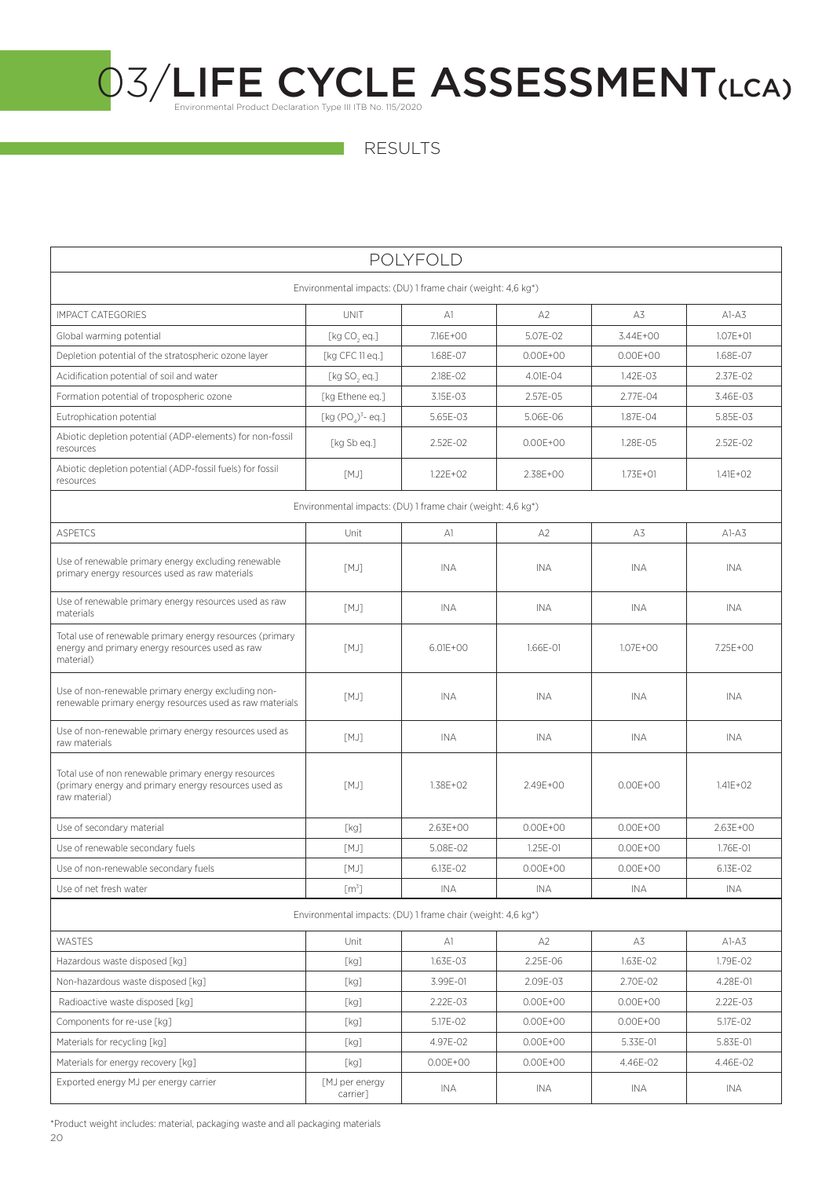# 03/LIFE CYCLE ASSESSMENT(LCA)

Environmental Product Declaration Type III ITB No. 115/2020

## RESULTS

| POLYFOLD | | | | | |
|---|---|---|---|---|---|
| Environmental impacts: (DU) 1 frame chair (weight: 4,6 kg*) | | | | | |
| IMPACT CATEGORIES | UNIT | A1 | A2 | A3 | A1-A3 |
| Global warming potential | [kg $CO_2$ eq.] | 7.16E+00 | 5.07E-02 | 3.44E+00 | 1.07E+01 |
| Depletion potential of the stratospheric ozone layer | [kg CFC 11 eq.] | 1.68E-07 | 0.00E+00 | 0.00E+00 | 1.68E-07 |
| Acidification potential of soil and water | [kg $SO_2$ eq.] | 2.18E-02 | 4.01E-04 | 1.42E-03 | 2.37E-02 |
| Formation potential of tropospheric ozone | [kg Ethene eq.] | 3.15E-03 | 2.57E-05 | 2.77E-04 | 3.46E-03 |
| Eutrophication potential | [kg $(PO_4)^{3-}$ eq.] | 5.65E-03 | 5.06E-06 | 1.87E-04 | 5.85E-03 |
| Abiotic depletion potential (ADP-elements) for non-fossil resources | [kg Sb eq.] | 2.52E-02 | 0.00E+00 | 1.28E-05 | 2.52E-02 |
| Abiotic depletion potential (ADP-fossil fuels) for fossil resources | [MJ] | 1.22E+02 | 2.38E+00 | 1.73E+01 | 1.41E+02 |
| Environmental impacts: (DU) 1 frame chair (weight: 4,6 kg*) | | | | | |
| ASPETCS | Unit | A1 | A2 | A3 | A1-A3 |
| Use of renewable primary energy excluding renewable primary energy resources used as raw materials | [MJ] | INA | INA | INA | INA |
| Use of renewable primary energy resources used as raw materials | [MJ] | INA | INA | INA | INA |
| Total use of renewable primary energy resources (primary energy and primary energy resources used as raw material) | [MJ] | 6.01E+00 | 1.66E-01 | 1.07E+00 | 7.25E+00 |
| Use of non-renewable primary energy excluding non-renewable primary energy resources used as raw materials | [MJ] | INA | INA | INA | INA |
| Use of non-renewable primary energy resources used as raw materials | [MJ] | INA | INA | INA | INA |
| Total use of non renewable primary energy resources (primary energy and primary energy resources used as raw material) | [MJ] | 1.38E+02 | 2.49E+00 | 0.00E+00 | 1.41E+02 |
| Use of secondary material | [kg] | 2.63E+00 | 0.00E+00 | 0.00E+00 | 2.63E+00 |
| Use of renewable secondary fuels | [MJ] | 5.08E-02 | 1.25E-01 | 0.00E+00 | 1.76E-01 |
| Use of non-renewable secondary fuels | [MJ] | 6.13E-02 | 0.00E+00 | 0.00E+00 | 6.13E-02 |
| Use of net fresh water | [$m^3$] | INA | INA | INA | INA |
| Environmental impacts: (DU) 1 frame chair (weight: 4,6 kg*) | | | | | |
| WASTES | Unit | A1 | A2 | A3 | A1-A3 |
| Hazardous waste disposed [kg] | [kg] | 1.63E-03 | 2.25E-06 | 1.63E-02 | 1.79E-02 |
| Non-hazardous waste disposed [kg] | [kg] | 3.99E-01 | 2.09E-03 | 2.70E-02 | 4.28E-01 |
| Radioactive waste disposed [kg] | [kg] | 2.22E-03 | 0.00E+00 | 0.00E+00 | 2.22E-03 |
| Components for re-use [kg] | [kg] | 5.17E-02 | 0.00E+00 | 0.00E+00 | 5.17E-02 |
| Materials for recycling [kg] | [kg] | 4.97E-02 | 0.00E+00 | 5.33E-01 | 5.83E-01 |
| Materials for energy recovery [kg] | [kg] | 0.00E+00 | 0.00E+00 | 4.46E-02 | 4.46E-02 |
| Exported energy MJ per energy carrier | [MJ per energy carrier] | INA | INA | INA | INA |

*Product weight includes: material, packaging waste and all packaging materials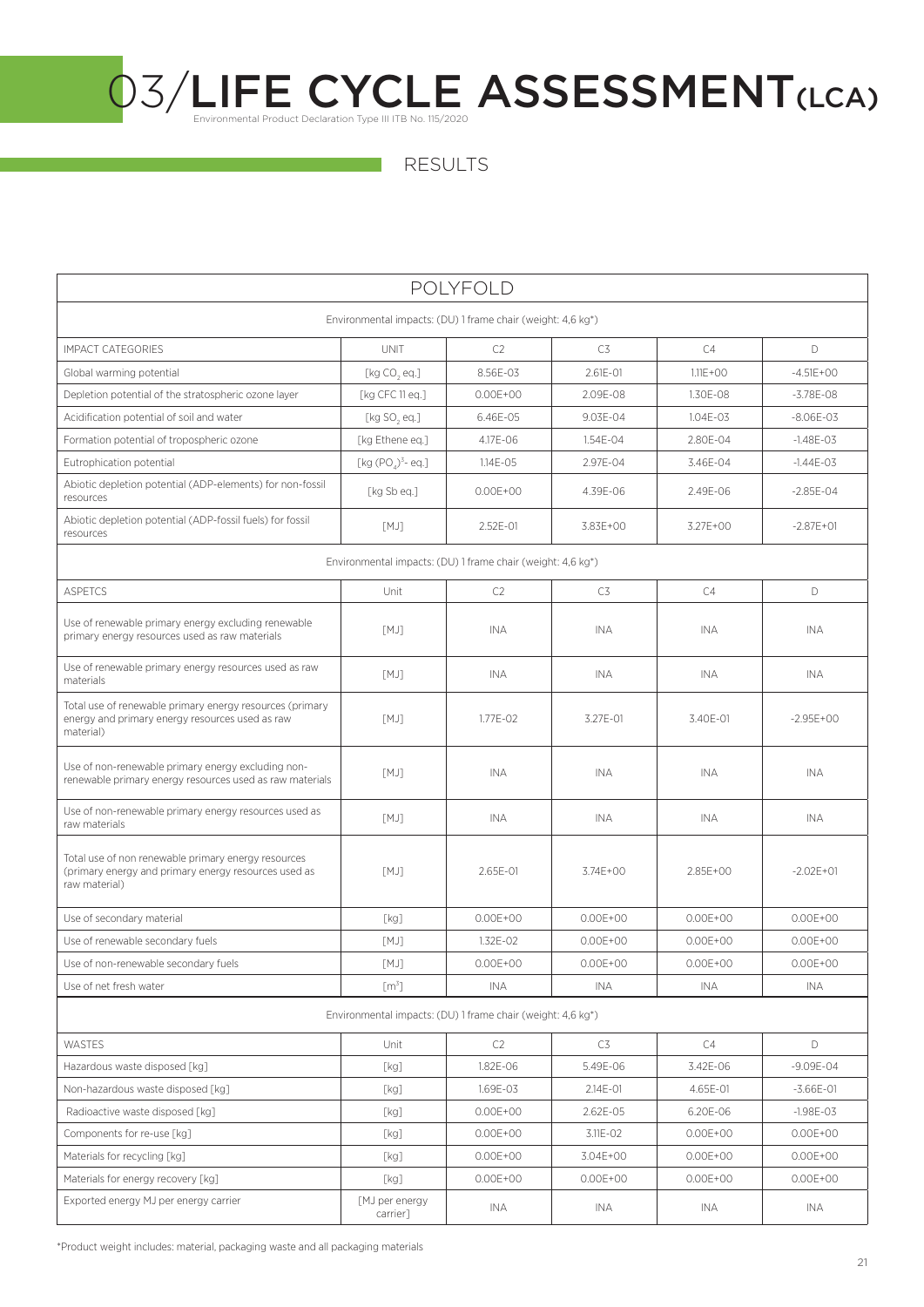# 03/LIFE CYCLE ASSESSMENT(LCA)

Environmental Product Declaration Type III ITB No. 115/2020

## RESULTS

| POLYFOLD | | | | | |
|---|---|---|---|---|---|
| Environmental impacts: (DU) 1 frame chair (weight: 4,6 kg*) | | | | | |
| IMPACT CATEGORIES | UNIT | C2 | C3 | C4 | D |
| Global warming potential | [kg $CO_2$ eq.] | 8.56E-03 | 2.61E-01 | 1.11E+00 | -4.51E+00 |
| Depletion potential of the stratospheric ozone layer | [kg CFC 11 eq.] | 0.00E+00 | 2.09E-08 | 1.30E-08 | -3.78E-08 |
| Acidification potential of soil and water | [kg $SO_2$ eq.] | 6.46E-05 | 9.03E-04 | 1.04E-03 | -8.06E-03 |
| Formation potential of tropospheric ozone | [kg Ethene eq.] | 4.17E-06 | 1.54E-04 | 2.80E-04 | -1.48E-03 |
| Eutrophication potential | [kg $(PO_4)^{3-}$ eq.] | 1.14E-05 | 2.97E-04 | 3.46E-04 | -1.44E-03 |
| Abiotic depletion potential (ADP-elements) for non-fossil resources | [kg Sb eq.] | 0.00E+00 | 4.39E-06 | 2.49E-06 | -2.85E-04 |
| Abiotic depletion potential (ADP-fossil fuels) for fossil resources | [MJ] | 2.52E-01 | 3.83E+00 | 3.27E+00 | -2.87E+01 |
| Environmental impacts: (DU) 1 frame chair (weight: 4,6 kg*) | | | | | |
| ASPETCS | Unit | C2 | C3 | C4 | D |
| Use of renewable primary energy excluding renewable primary energy resources used as raw materials | [MJ] | INA | INA | INA | INA |
| Use of renewable primary energy resources used as raw materials | [MJ] | INA | INA | INA | INA |
| Total use of renewable primary energy resources (primary energy and primary energy resources used as raw material) | [MJ] | 1.77E-02 | 3.27E-01 | 3.40E-01 | -2.95E+00 |
| Use of non-renewable primary energy excluding non-renewable primary energy resources used as raw materials | [MJ] | INA | INA | INA | INA |
| Use of non-renewable primary energy resources used as raw materials | [MJ] | INA | INA | INA | INA |
| Total use of non renewable primary energy resources (primary energy and primary energy resources used as raw material) | [MJ] | 2.65E-01 | 3.74E+00 | 2.85E+00 | -2.02E+01 |
| Use of secondary material | [kg] | 0.00E+00 | 0.00E+00 | 0.00E+00 | 0.00E+00 |
| Use of renewable secondary fuels | [MJ] | 1.32E-02 | 0.00E+00 | 0.00E+00 | 0.00E+00 |
| Use of non-renewable secondary fuels | [MJ] | 0.00E+00 | 0.00E+00 | 0.00E+00 | 0.00E+00 |
| Use of net fresh water | [$m^3$] | INA | INA | INA | INA |
| Environmental impacts: (DU) 1 frame chair (weight: 4,6 kg*) | | | | | |
| WASTES | Unit | C2 | C3 | C4 | D |
| Hazardous waste disposed [kg] | [kg] | 1.82E-06 | 5.49E-06 | 3.42E-06 | -9.09E-04 |
| Non-hazardous waste disposed [kg] | [kg] | 1.69E-03 | 2.14E-01 | 4.65E-01 | -3.66E-01 |
| Radioactive waste disposed [kg] | [kg] | 0.00E+00 | 2.62E-05 | 6.20E-06 | -1.98E-03 |
| Components for re-use [kg] | [kg] | 0.00E+00 | 3.11E-02 | 0.00E+00 | 0.00E+00 |
| Materials for recycling [kg] | [kg] | 0.00E+00 | 3.04E+00 | 0.00E+00 | 0.00E+00 |
| Materials for energy recovery [kg] | [kg] | 0.00E+00 | 0.00E+00 | 0.00E+00 | 0.00E+00 |
| Exported energy MJ per energy carrier | [MJ per energy carrier] | INA | INA | INA | INA |

*Product weight includes: material, packaging waste and all packaging materials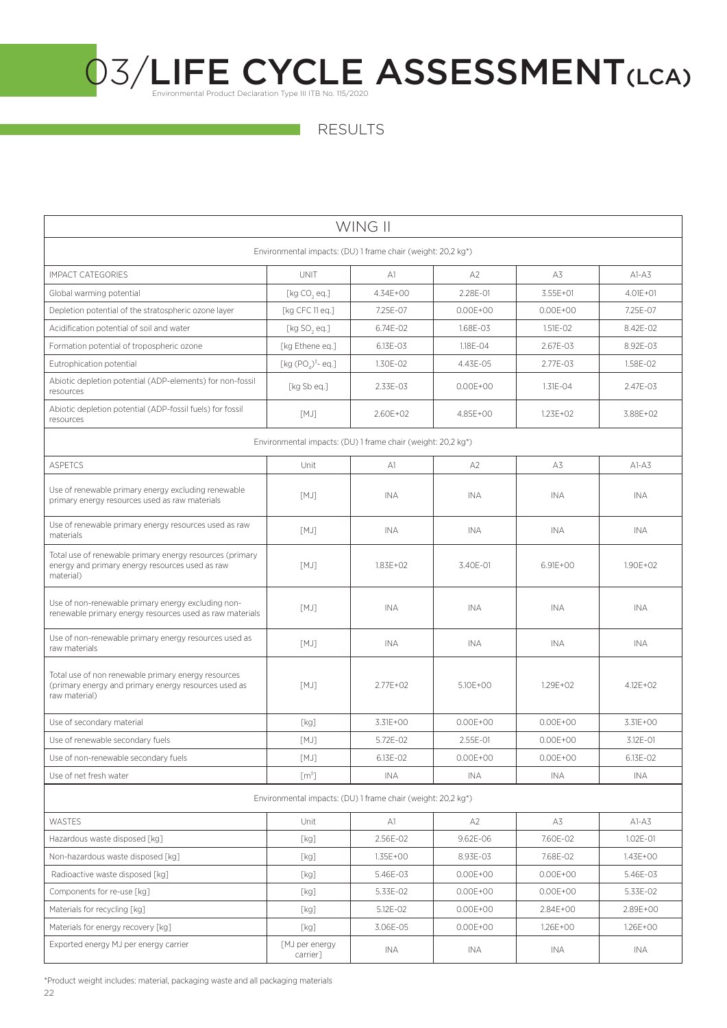# 03/LIFE CYCLE ASSESSMENT (LCA)

Environmental Product Declaration Type III ITB No. 115/2020

## RESULTS

| WING II | | | | | |
|---|---|---|---|---|---|
| Environmental impacts: (DU) 1 frame chair (weight: 20,2 kg*) | | | | | |
| IMPACT CATEGORIES | UNIT | A1 | A2 | A3 | A1-A3 |
| Global warming potential | [kg $CO_2$ eq.] | 4.34E+00 | 2.28E-01 | 3.55E+01 | 4.01E+01 |
| Depletion potential of the stratospheric ozone layer | [kg CFC 11 eq.] | 7.25E-07 | 0.00E+00 | 0.00E+00 | 7.25E-07 |
| Acidification potential of soil and water | [kg $SO_2$ eq.] | 6.74E-02 | 1.68E-03 | 1.51E-02 | 8.42E-02 |
| Formation potential of tropospheric ozone | [kg Ethene eq.] | 6.13E-03 | 1.18E-04 | 2.67E-03 | 8.92E-03 |
| Eutrophication potential | [kg $(PO_4)^{3-}$ eq.] | 1.30E-02 | 4.43E-05 | 2.77E-03 | 1.58E-02 |
| Abiotic depletion potential (ADP-elements) for non-fossil resources | [kg Sb eq.] | 2.33E-03 | 0.00E+00 | 1.31E-04 | 2.47E-03 |
| Abiotic depletion potential (ADP-fossil fuels) for fossil resources | [MJ] | 2.60E+02 | 4.85E+00 | 1.23E+02 | 3.88E+02 |
| Environmental impacts: (DU) 1 frame chair (weight: 20,2 kg*) | | | | | |
| ASPETCS | Unit | A1 | A2 | A3 | A1-A3 |
| Use of renewable primary energy excluding renewable primary energy resources used as raw materials | [MJ] | INA | INA | INA | INA |
| Use of renewable primary energy resources used as raw materials | [MJ] | INA | INA | INA | INA |
| Total use of renewable primary energy resources (primary energy and primary energy resources used as raw material) | [MJ] | 1.83E+02 | 3.40E-01 | 6.91E+00 | 1.90E+02 |
| Use of non-renewable primary energy excluding non-renewable primary energy resources used as raw materials | [MJ] | INA | INA | INA | INA |
| Use of non-renewable primary energy resources used as raw materials | [MJ] | INA | INA | INA | INA |
| Total use of non renewable primary energy resources (primary energy and primary energy resources used as raw material) | [MJ] | 2.77E+02 | 5.10E+00 | 1.29E+02 | 4.12E+02 |
| Use of secondary material | [kg] | 3.31E+00 | 0.00E+00 | 0.00E+00 | 3.31E+00 |
| Use of renewable secondary fuels | [MJ] | 5.72E-02 | 2.55E-01 | 0.00E+00 | 3.12E-01 |
| Use of non-renewable secondary fuels | [MJ] | 6.13E-02 | 0.00E+00 | 0.00E+00 | 6.13E-02 |
| Use of net fresh water | [$m^3$] | INA | INA | INA | INA |
| Environmental impacts: (DU) 1 frame chair (weight: 20,2 kg*) | | | | | |
| WASTES | Unit | A1 | A2 | A3 | A1-A3 |
| Hazardous waste disposed [kg] | [kg] | 2.56E-02 | 9.62E-06 | 7.60E-02 | 1.02E-01 |
| Non-hazardous waste disposed [kg] | [kg] | 1.35E+00 | 8.93E-03 | 7.68E-02 | 1.43E+00 |
| Radioactive waste disposed [kg] | [kg] | 5.46E-03 | 0.00E+00 | 0.00E+00 | 5.46E-03 |
| Components for re-use [kg] | [kg] | 5.33E-02 | 0.00E+00 | 0.00E+00 | 5.33E-02 |
| Materials for recycling [kg] | [kg] | 5.12E-02 | 0.00E+00 | 2.84E+00 | 2.89E+00 |
| Materials for energy recovery [kg] | [kg] | 3.06E-05 | 0.00E+00 | 1.26E+00 | 1.26E+00 |
| Exported energy MJ per energy carrier | [MJ per energy carrier] | INA | INA | INA | INA |

*Product weight includes: material, packaging waste and all packaging materials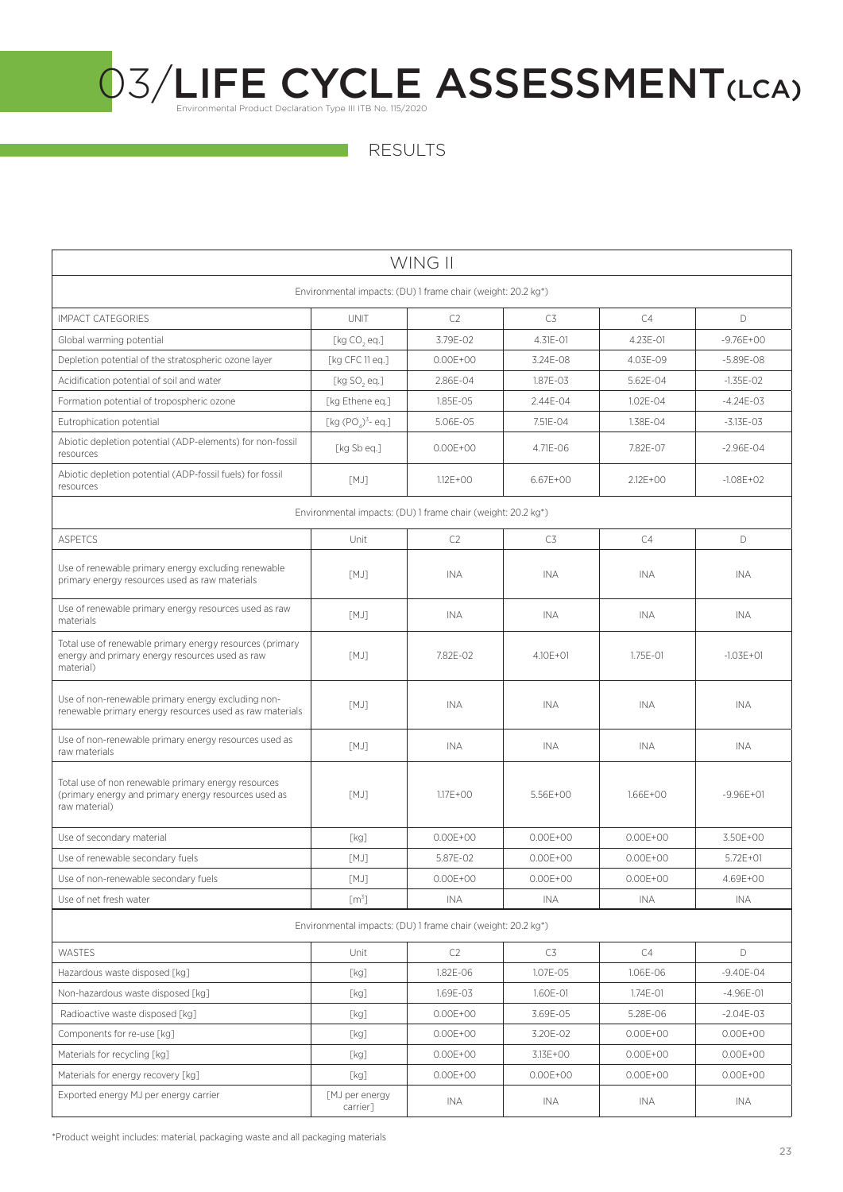# 03/LIFE CYCLE ASSESSMENT (LCA)

Environmental Product Declaration Type III ITB No. 115/2020

## RESULTS

| WING II | | | | | |
|---|---|---|---|---|---|
| Environmental impacts: (DU) 1 frame chair (weight: 20.2 kg*) | | | | | |
| IMPACT CATEGORIES | UNIT | C2 | C3 | C4 | D |
| Global warming potential | [kg $CO_2$ eq.] | 3.79E-02 | 4.31E-01 | 4.23E-01 | -9.76E+00 |
| Depletion potential of the stratospheric ozone layer | [kg CFC 11 eq.] | 0.00E+00 | 3.24E-08 | 4.03E-09 | -5.89E-08 |
| Acidification potential of soil and water | [kg $SO_2$ eq.] | 2.86E-04 | 1.87E-03 | 5.62E-04 | -1.35E-02 |
| Formation potential of tropospheric ozone | [kg Ethene eq.] | 1.85E-05 | 2.44E-04 | 1.02E-04 | -4.24E-03 |
| Eutrophication potential | [kg $(PO_4)^{3-}$ eq.] | 5.06E-05 | 7.51E-04 | 1.38E-04 | -3.13E-03 |
| Abiotic depletion potential (ADP-elements) for non-fossil resources | [kg Sb eq.] | 0.00E+00 | 4.71E-06 | 7.82E-07 | -2.96E-04 |
| Abiotic depletion potential (ADP-fossil fuels) for fossil resources | [MJ] | 1.12E+00 | 6.67E+00 | 2.12E+00 | -1.08E+02 |
| Environmental impacts: (DU) 1 frame chair (weight: 20.2 kg*) | | | | | |
| ASPETCS | Unit | C2 | C3 | C4 | D |
| Use of renewable primary energy excluding renewable primary energy resources used as raw materials | [MJ] | INA | INA | INA | INA |
| Use of renewable primary energy resources used as raw materials | [MJ] | INA | INA | INA | INA |
| Total use of renewable primary energy resources (primary energy and primary energy resources used as raw material) | [MJ] | 7.82E-02 | 4.10E+01 | 1.75E-01 | -1.03E+01 |
| Use of non-renewable primary energy excluding non-renewable primary energy resources used as raw materials | [MJ] | INA | INA | INA | INA |
| Use of non-renewable primary energy resources used as raw materials | [MJ] | INA | INA | INA | INA |
| Total use of non renewable primary energy resources (primary energy and primary energy resources used as raw material) | [MJ] | 1.17E+00 | 5.56E+00 | 1.66E+00 | -9.96E+01 |
| Use of secondary material | [kg] | 0.00E+00 | 0.00E+00 | 0.00E+00 | 3.50E+00 |
| Use of renewable secondary fuels | [MJ] | 5.87E-02 | 0.00E+00 | 0.00E+00 | 5.72E+01 |
| Use of non-renewable secondary fuels | [MJ] | 0.00E+00 | 0.00E+00 | 0.00E+00 | 4.69E+00 |
| Use of net fresh water | [$m^3$] | INA | INA | INA | INA |
| Environmental impacts: (DU) 1 frame chair (weight: 20.2 kg*) | | | | | |
| WASTES | Unit | C2 | C3 | C4 | D |
| Hazardous waste disposed [kg] | [kg] | 1.82E-06 | 1.07E-05 | 1.06E-06 | -9.40E-04 |
| Non-hazardous waste disposed [kg] | [kg] | 1.69E-03 | 1.60E-01 | 1.74E-01 | -4.96E-01 |
| Radioactive waste disposed [kg] | [kg] | 0.00E+00 | 3.69E-05 | 5.28E-06 | -2.04E-03 |
| Components for re-use [kg] | [kg] | 0.00E+00 | 3.20E-02 | 0.00E+00 | 0.00E+00 |
| Materials for recycling [kg] | [kg] | 0.00E+00 | 3.13E+00 | 0.00E+00 | 0.00E+00 |
| Materials for energy recovery [kg] | [kg] | 0.00E+00 | 0.00E+00 | 0.00E+00 | 0.00E+00 |
| Exported energy MJ per energy carrier | [MJ per energy carrier] | INA | INA | INA | INA |

*Product weight includes: material, packaging waste and all packaging materials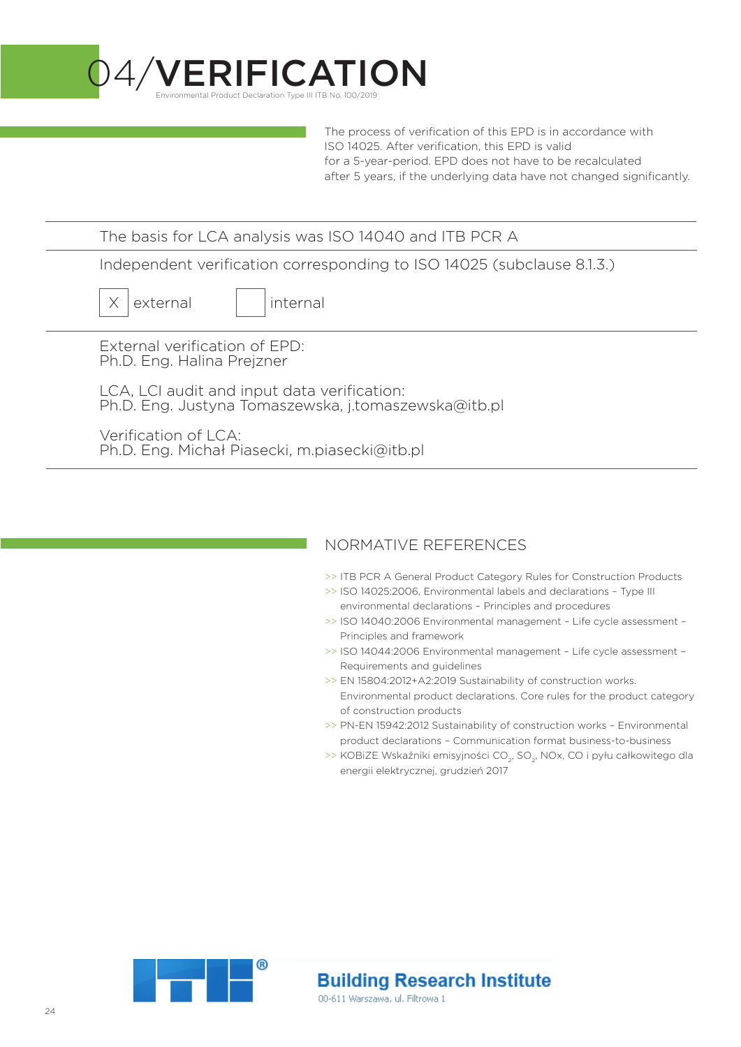# 04/VERIFICATION

Environmental Product Declaration Type III ITB No. 100/2019

The process of verification of this EPD is in accordance with ISO 14025. After verification, this EPD is valid for a 5-year-period. EPD does not have to be recalculated after 5 years, if the underlying data have not changed significantly.

The basis for LCA analysis was ISO 14040 and ITB PCR A

Independent verification corresponding to ISO 14025 (subclause 8.1.3.)

| | | | |
|---|---|---|---|
| X | external | | internal |

External verification of EPD:
Ph.D. Eng. Halina Prejzner

LCA, LCI audit and input data verification:
Ph.D. Eng. Justyna Tomaszewska, j.tomaszewska@itb.pl

Verification of LCA:
Ph.D. Eng. Michał Piasecki, m.piasecki@itb.pl

## NORMATIVE REFERENCES

- >> ITB PCR A General Product Category Rules for Construction Products
- >> ISO 14025:2006, Environmental labels and declarations – Type III environmental declarations – Principles and procedures
- >> ISO 14040:2006 Environmental management – Life cycle assessment – Principles and framework
- >> ISO 14044:2006 Environmental management – Life cycle assessment – Requirements and guidelines
- >> EN 15804:2012+A2:2019 Sustainability of construction works. Environmental product declarations. Core rules for the product category of construction products
- >> PN-EN 15942:2012 Sustainability of construction works – Environmental product declarations – Communication format business-to-business
- >> KOBiZE Wskaźniki emisyjności $CO_2$, $SO_2$, NOx, CO i pyłu całkowitego dla energii elektrycznej, grudzień 2017

Building Research Institute
00-611 Warszawa, ul. Filtrowa 1